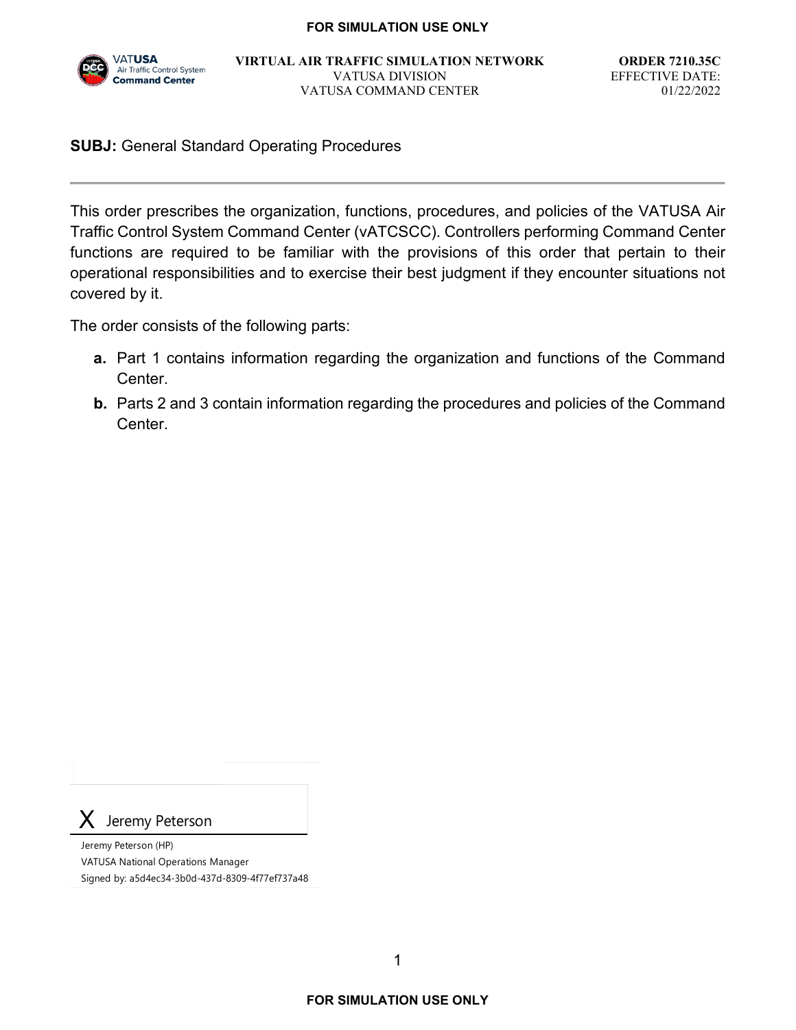**FOR SIMULATION USE ONLY**

VATUSA Air Traffic Control System Command Center

**VIRTUAL AIR TRAFFIC SIMULATION NETWORK**
VATUSA DIVISION
VATUSA COMMAND CENTER

**ORDER 7210.35C**
EFFECTIVE DATE:
01/22/2022

**SUBJ:** General Standard Operating Procedures

---

This order prescribes the organization, functions, procedures, and policies of the VATUSA Air Traffic Control System Command Center (vATCSCC). Controllers performing Command Center functions are required to be familiar with the provisions of this order that pertain to their operational responsibilities and to exercise their best judgment if they encounter situations not covered by it.

The order consists of the following parts:

**a.** Part 1 contains information regarding the organization and functions of the Command Center.

**b.** Parts 2 and 3 contain information regarding the procedures and policies of the Command Center.

X Jeremy Peterson

Jeremy Peterson (HP)
VATUSA National Operations Manager
Signed by: a5d4ec34-3b0d-437d-8309-4f77ef737a48

**FOR SIMULATION USE ONLY**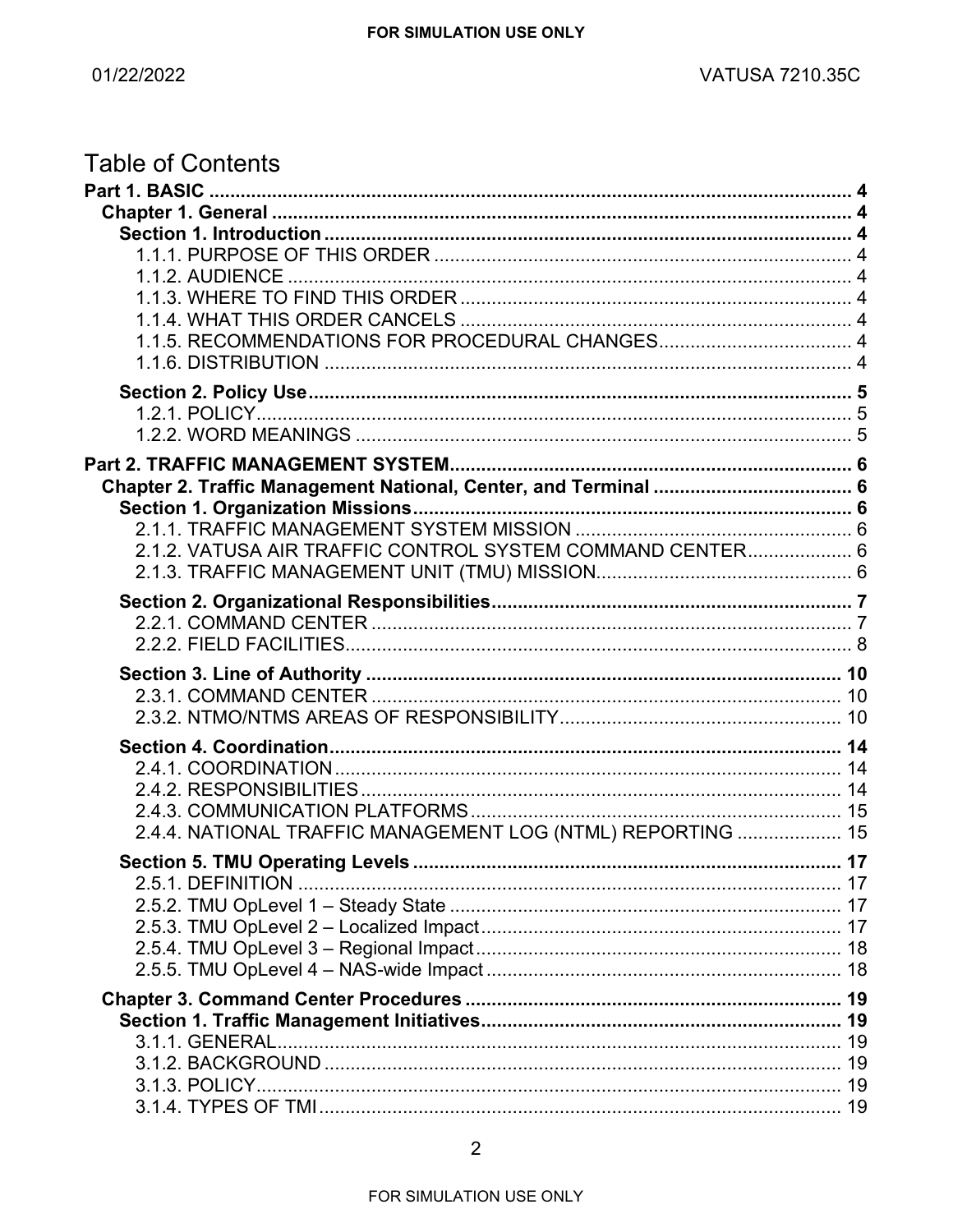# Table of Contents

**Part 1. BASIC** .......... 4

**Chapter 1. General** .......... 4

**Section 1. Introduction** .......... 4

1.1.1. PURPOSE OF THIS ORDER .......... 4
1.1.2. AUDIENCE .......... 4
1.1.3. WHERE TO FIND THIS ORDER .......... 4
1.1.4. WHAT THIS ORDER CANCELS .......... 4
1.1.5. RECOMMENDATIONS FOR PROCEDURAL CHANGES .......... 4
1.1.6. DISTRIBUTION .......... 4

**Section 2. Policy Use** .......... 5

1.2.1. POLICY .......... 5
1.2.2. WORD MEANINGS .......... 5

**Part 2. TRAFFIC MANAGEMENT SYSTEM** .......... 6

**Chapter 2. Traffic Management National, Center, and Terminal** .......... 6

**Section 1. Organization Missions** .......... 6

2.1.1. TRAFFIC MANAGEMENT SYSTEM MISSION .......... 6
2.1.2. VATUSA AIR TRAFFIC CONTROL SYSTEM COMMAND CENTER .......... 6
2.1.3. TRAFFIC MANAGEMENT UNIT (TMU) MISSION .......... 6

**Section 2. Organizational Responsibilities** .......... 7

2.2.1. COMMAND CENTER .......... 7
2.2.2. FIELD FACILITIES .......... 8

**Section 3. Line of Authority** .......... 10

2.3.1. COMMAND CENTER .......... 10
2.3.2. NTMO/NTMS AREAS OF RESPONSIBILITY .......... 10

**Section 4. Coordination** .......... 14

2.4.1. COORDINATION .......... 14
2.4.2. RESPONSIBILITIES .......... 14
2.4.3. COMMUNICATION PLATFORMS .......... 15
2.4.4. NATIONAL TRAFFIC MANAGEMENT LOG (NTML) REPORTING .......... 15

**Section 5. TMU Operating Levels** .......... 17

2.5.1. DEFINITION .......... 17
2.5.2. TMU OpLevel 1 – Steady State .......... 17
2.5.3. TMU OpLevel 2 – Localized Impact .......... 17
2.5.4. TMU OpLevel 3 – Regional Impact .......... 18
2.5.5. TMU OpLevel 4 – NAS-wide Impact .......... 18

**Chapter 3. Command Center Procedures** .......... 19

**Section 1. Traffic Management Initiatives** .......... 19

3.1.1. GENERAL .......... 19
3.1.2. BACKGROUND .......... 19
3.1.3. POLICY .......... 19
3.1.4. TYPES OF TMI .......... 19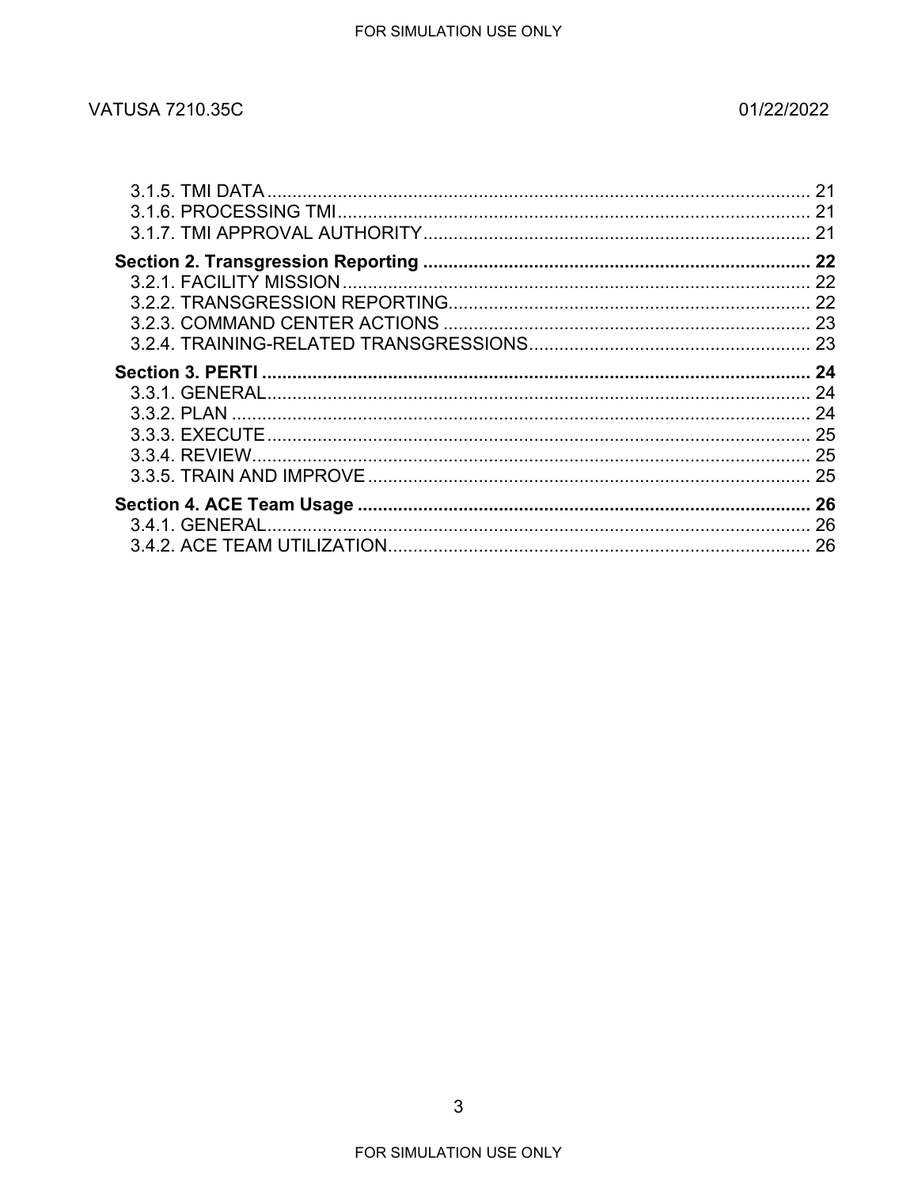3.1.5. TMI DATA ........................................................................................................ 21
3.1.6. PROCESSING TMI ............................................................................................ 21
3.1.7. TMI APPROVAL AUTHORITY ........................................................................... 21

**Section 2. Transgression Reporting ......................................................................... 22**
3.2.1. FACILITY MISSION ........................................................................................... 22
3.2.2. TRANSGRESSION REPORTING ....................................................................... 22
3.2.3. COMMAND CENTER ACTIONS ........................................................................ 23
3.2.4. TRAINING-RELATED TRANSGRESSIONS ....................................................... 23

**Section 3. PERTI ......................................................................................................... 24**
3.3.1. GENERAL ........................................................................................................... 24
3.3.2. PLAN ................................................................................................................... 24
3.3.3. EXECUTE ........................................................................................................... 25
3.3.4. REVIEW .............................................................................................................. 25
3.3.5. TRAIN AND IMPROVE ....................................................................................... 25

**Section 4. ACE Team Usage ....................................................................................... 26**
3.4.1. GENERAL ........................................................................................................... 26
3.4.2. ACE TEAM UTILIZATION ................................................................................... 26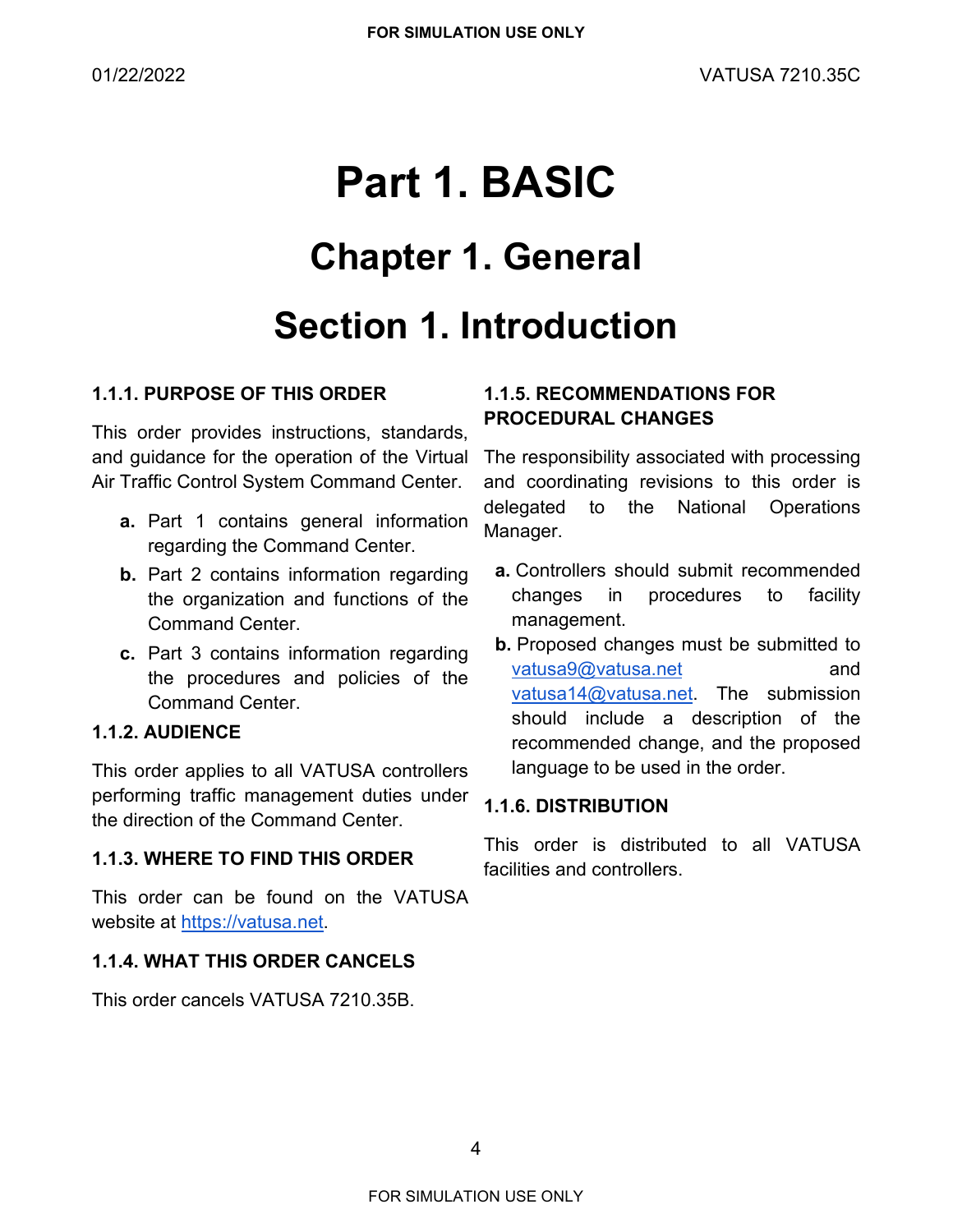# Part 1. BASIC

## Chapter 1. General

## Section 1. Introduction

### 1.1.1. PURPOSE OF THIS ORDER

This order provides instructions, standards, and guidance for the operation of the Virtual Air Traffic Control System Command Center.

- **a.** Part 1 contains general information regarding the Command Center.
- **b.** Part 2 contains information regarding the organization and functions of the Command Center.
- **c.** Part 3 contains information regarding the procedures and policies of the Command Center.

### 1.1.2. AUDIENCE

This order applies to all VATUSA controllers performing traffic management duties under the direction of the Command Center.

### 1.1.3. WHERE TO FIND THIS ORDER

This order can be found on the VATUSA website at [https://vatusa.net](https://vatusa.net).

### 1.1.4. WHAT THIS ORDER CANCELS

This order cancels VATUSA 7210.35B.

### 1.1.5. RECOMMENDATIONS FOR PROCEDURAL CHANGES

The responsibility associated with processing and coordinating revisions to this order is delegated to the National Operations Manager.

- **a.** Controllers should submit recommended changes in procedures to facility management.
- **b.** Proposed changes must be submitted to [vatusa9@vatusa.net](mailto:vatusa9@vatusa.net) and [vatusa14@vatusa.net](mailto:vatusa14@vatusa.net). The submission should include a description of the recommended change, and the proposed language to be used in the order.

### 1.1.6. DISTRIBUTION

This order is distributed to all VATUSA facilities and controllers.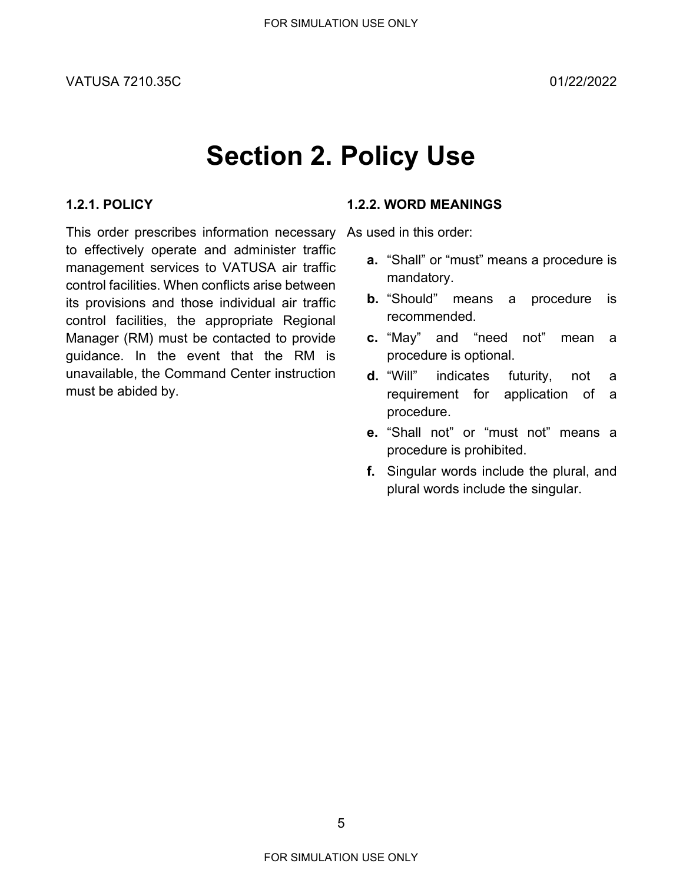# Section 2. Policy Use

### 1.2.1. POLICY

This order prescribes information necessary to effectively operate and administer traffic management services to VATUSA air traffic control facilities. When conflicts arise between its provisions and those individual air traffic control facilities, the appropriate Regional Manager (RM) must be contacted to provide guidance. In the event that the RM is unavailable, the Command Center instruction must be abided by.

### 1.2.2. WORD MEANINGS

As used in this order:

- **a.** "Shall" or "must" means a procedure is mandatory.
- **b.** "Should" means a procedure is recommended.
- **c.** "May" and "need not" mean a procedure is optional.
- **d.** "Will" indicates futurity, not a requirement for application of a procedure.
- **e.** "Shall not" or "must not" means a procedure is prohibited.
- **f.** Singular words include the plural, and plural words include the singular.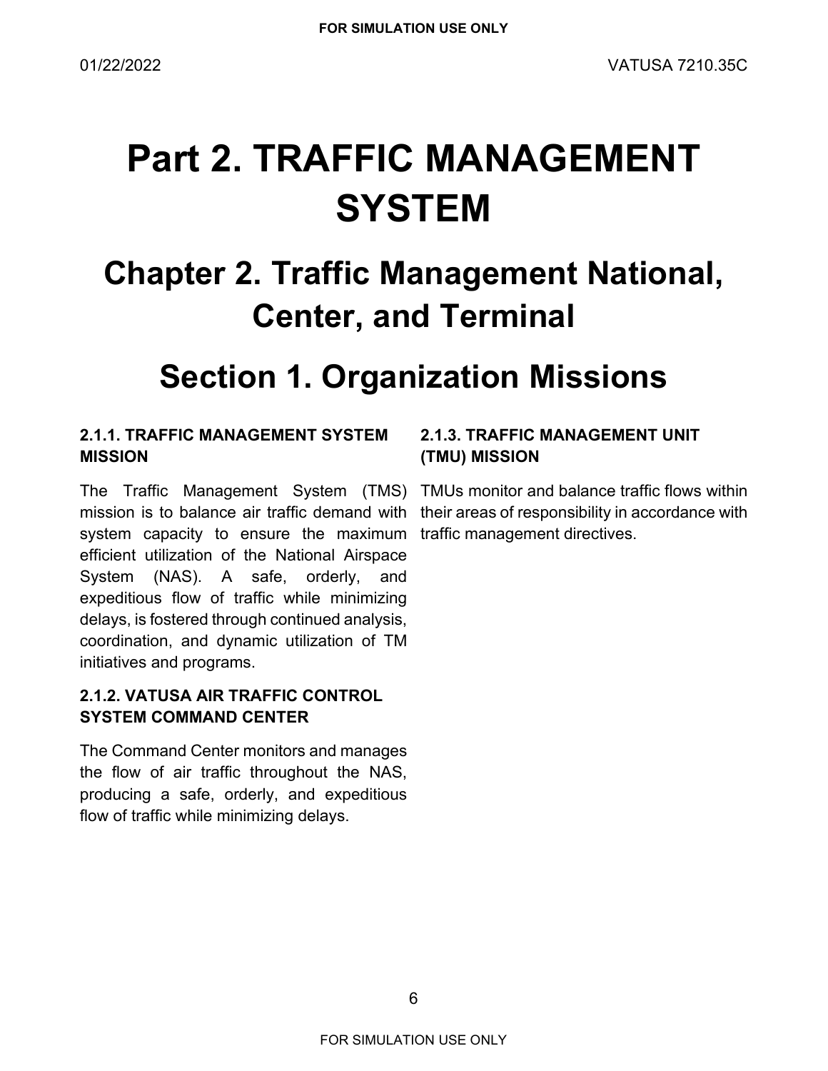# Part 2. TRAFFIC MANAGEMENT SYSTEM

## Chapter 2. Traffic Management National, Center, and Terminal

## Section 1. Organization Missions

### 2.1.1. TRAFFIC MANAGEMENT SYSTEM MISSION

The Traffic Management System (TMS) mission is to balance air traffic demand with system capacity to ensure the maximum efficient utilization of the National Airspace System (NAS). A safe, orderly, and expeditious flow of traffic while minimizing delays, is fostered through continued analysis, coordination, and dynamic utilization of TM initiatives and programs.

### 2.1.2. VATUSA AIR TRAFFIC CONTROL SYSTEM COMMAND CENTER

The Command Center monitors and manages the flow of air traffic throughout the NAS, producing a safe, orderly, and expeditious flow of traffic while minimizing delays.

### 2.1.3. TRAFFIC MANAGEMENT UNIT (TMU) MISSION

TMUs monitor and balance traffic flows within their areas of responsibility in accordance with traffic management directives.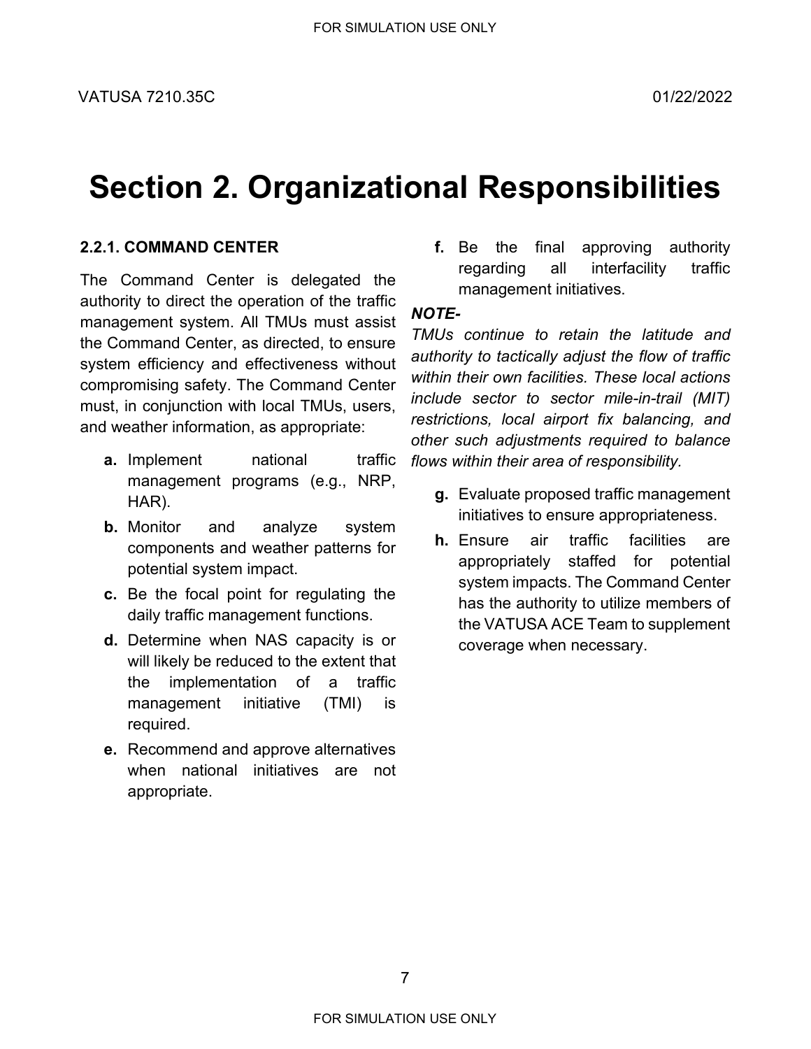# Section 2. Organizational Responsibilities

### 2.2.1. COMMAND CENTER

The Command Center is delegated the authority to direct the operation of the traffic management system. All TMUs must assist the Command Center, as directed, to ensure system efficiency and effectiveness without compromising safety. The Command Center must, in conjunction with local TMUs, users, and weather information, as appropriate:

- **a.** Implement national traffic management programs (e.g., NRP, HAR).
- **b.** Monitor and analyze system components and weather patterns for potential system impact.
- **c.** Be the focal point for regulating the daily traffic management functions.
- **d.** Determine when NAS capacity is or will likely be reduced to the extent that the implementation of a traffic management initiative (TMI) is required.
- **e.** Recommend and approve alternatives when national initiatives are not appropriate.
- **f.** Be the final approving authority regarding all interfacility traffic management initiatives.

***NOTE-***
*TMUs continue to retain the latitude and authority to tactically adjust the flow of traffic within their own facilities. These local actions include sector to sector mile-in-trail (MIT) restrictions, local airport fix balancing, and other such adjustments required to balance flows within their area of responsibility.*

- **g.** Evaluate proposed traffic management initiatives to ensure appropriateness.
- **h.** Ensure air traffic facilities are appropriately staffed for potential system impacts. The Command Center has the authority to utilize members of the VATUSA ACE Team to supplement coverage when necessary.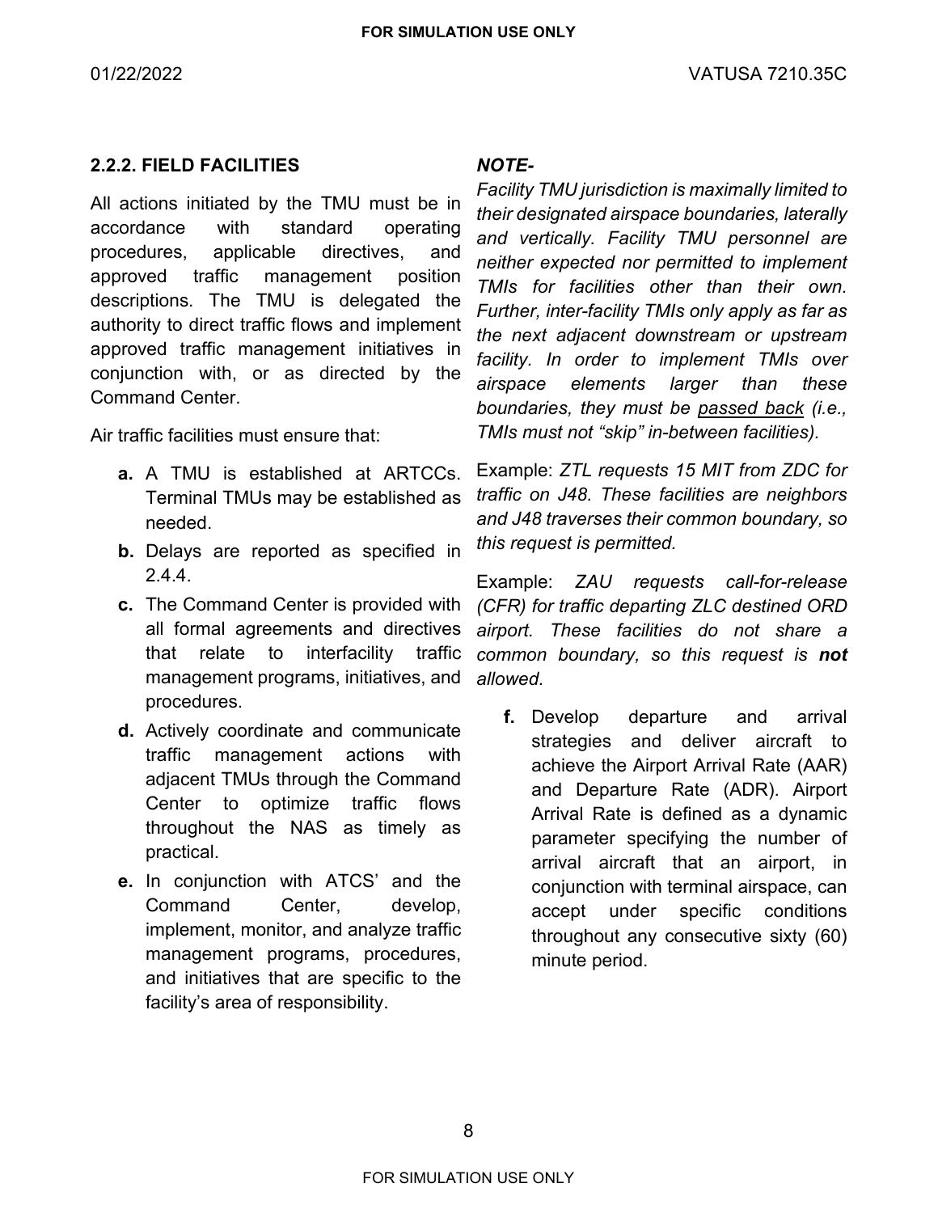### 2.2.2. FIELD FACILITIES

All actions initiated by the TMU must be in accordance with standard operating procedures, applicable directives, and approved traffic management position descriptions. The TMU is delegated the authority to direct traffic flows and implement approved traffic management initiatives in conjunction with, or as directed by the Command Center.

Air traffic facilities must ensure that:

- **a.** A TMU is established at ARTCCs. Terminal TMUs may be established as needed.
- **b.** Delays are reported as specified in 2.4.4.
- **c.** The Command Center is provided with all formal agreements and directives that relate to interfacility traffic management programs, initiatives, and procedures.
- **d.** Actively coordinate and communicate traffic management actions with adjacent TMUs through the Command Center to optimize traffic flows throughout the NAS as timely as practical.
- **e.** In conjunction with ATCS' and the Command Center, develop, implement, monitor, and analyze traffic management programs, procedures, and initiatives that are specific to the facility's area of responsibility.

***NOTE-***
*Facility TMU jurisdiction is maximally limited to their designated airspace boundaries, laterally and vertically. Facility TMU personnel are neither expected nor permitted to implement TMIs for facilities other than their own. Further, inter-facility TMIs only apply as far as the next adjacent downstream or upstream facility. In order to implement TMIs over airspace elements larger than these boundaries, they must be passed back (i.e., TMIs must not "skip" in-between facilities).*

Example: *ZTL requests 15 MIT from ZDC for traffic on J48. These facilities are neighbors and J48 traverses their common boundary, so this request is permitted.*

Example: *ZAU requests call-for-release (CFR) for traffic departing ZLC destined ORD airport. These facilities do not share a common boundary, so this request is* ***not*** *allowed.*

- **f.** Develop departure and arrival strategies and deliver aircraft to achieve the Airport Arrival Rate (AAR) and Departure Rate (ADR). Airport Arrival Rate is defined as a dynamic parameter specifying the number of arrival aircraft that an airport, in conjunction with terminal airspace, can accept under specific conditions throughout any consecutive sixty (60) minute period.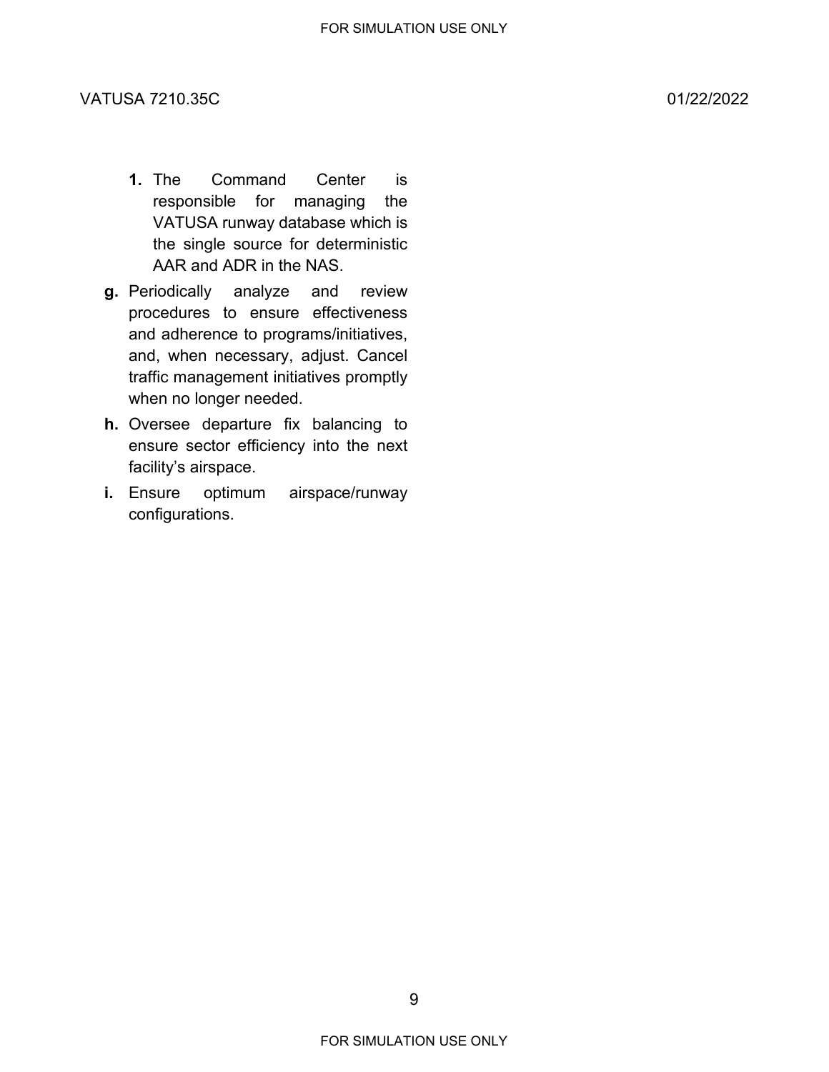1. The Command Center is responsible for managing the VATUSA runway database which is the single source for deterministic AAR and ADR in the NAS.

**g.** Periodically analyze and review procedures to ensure effectiveness and adherence to programs/initiatives, and, when necessary, adjust. Cancel traffic management initiatives promptly when no longer needed.

**h.** Oversee departure fix balancing to ensure sector efficiency into the next facility's airspace.

**i.** Ensure optimum airspace/runway configurations.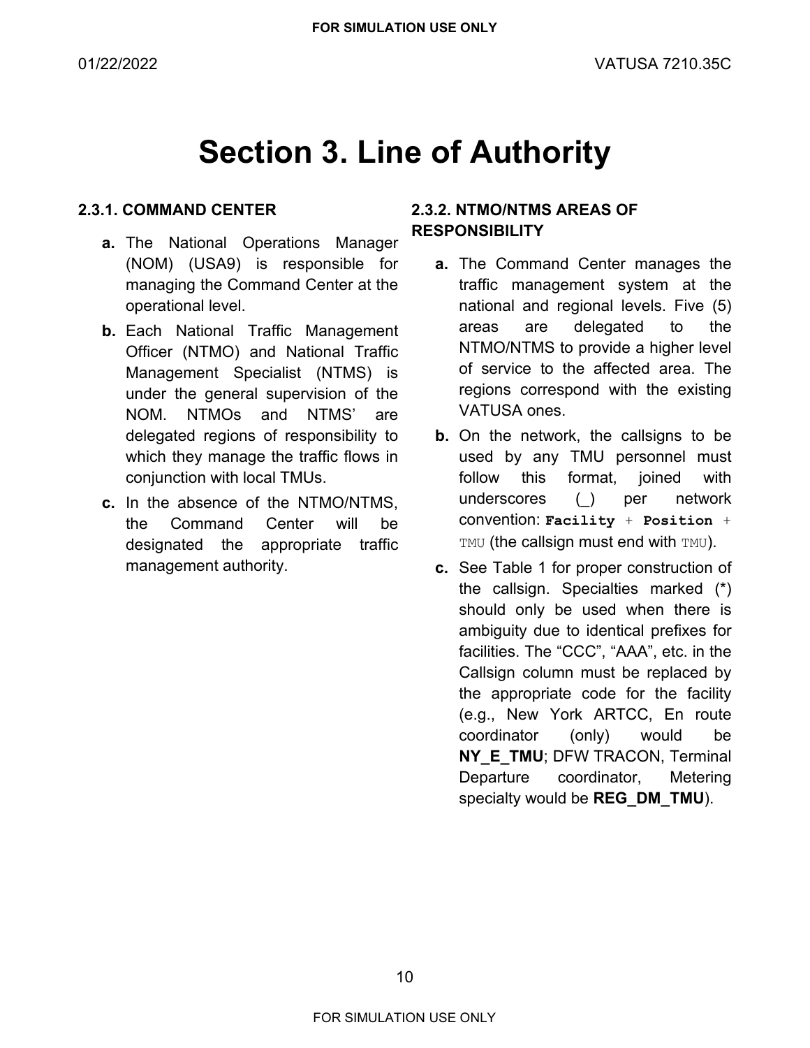# Section 3. Line of Authority

### 2.3.1. COMMAND CENTER

**a.** The National Operations Manager (NOM) (USA9) is responsible for managing the Command Center at the operational level.

**b.** Each National Traffic Management Officer (NTMO) and National Traffic Management Specialist (NTMS) is under the general supervision of the NOM. NTMOs and NTMS' are delegated regions of responsibility to which they manage the traffic flows in conjunction with local TMUs.

**c.** In the absence of the NTMO/NTMS, the Command Center will be designated the appropriate traffic management authority.

### 2.3.2. NTMO/NTMS AREAS OF RESPONSIBILITY

**a.** The Command Center manages the traffic management system at the national and regional levels. Five (5) areas are delegated to the NTMO/NTMS to provide a higher level of service to the affected area. The regions correspond with the existing VATUSA ones.

**b.** On the network, the callsigns to be used by any TMU personnel must follow this format, joined with underscores (_) per network convention: **`Facility`** + **`Position`** + `TMU` (the callsign must end with `TMU`).

**c.** See Table 1 for proper construction of the callsign. Specialties marked (*) should only be used when there is ambiguity due to identical prefixes for facilities. The "CCC", "AAA", etc. in the Callsign column must be replaced by the appropriate code for the facility (e.g., New York ARTCC, En route coordinator (only) would be **NY_E_TMU**; DFW TRACON, Terminal Departure coordinator, Metering specialty would be **REG_DM_TMU**).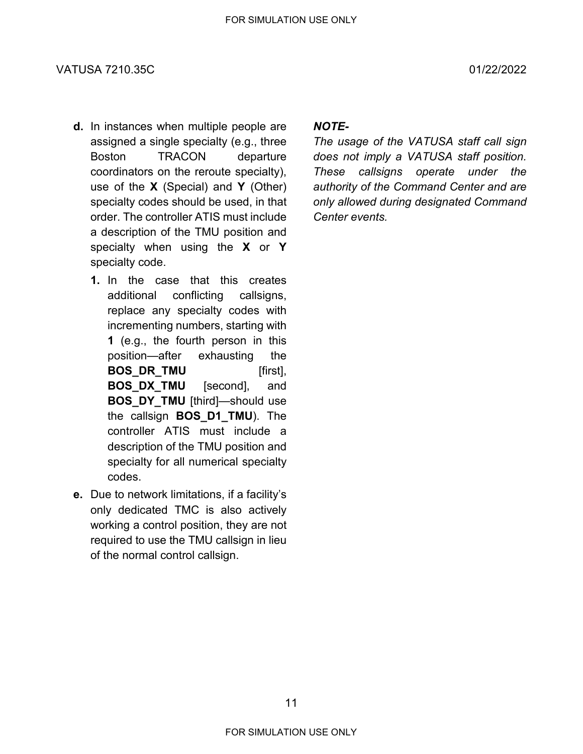**d.** In instances when multiple people are assigned a single specialty (e.g., three Boston TRACON departure coordinators on the reroute specialty), use of the **X** (Special) and **Y** (Other) specialty codes should be used, in that order. The controller ATIS must include a description of the TMU position and specialty when using the **X** or **Y** specialty code.

   **1.** In the case that this creates additional conflicting callsigns, replace any specialty codes with incrementing numbers, starting with **1** (e.g., the fourth person in this position—after exhausting the **BOS_DR_TMU** [first], **BOS_DX_TMU** [second], and **BOS_DY_TMU** [third]—should use the callsign **BOS_D1_TMU**). The controller ATIS must include a description of the TMU position and specialty for all numerical specialty codes.

**e.** Due to network limitations, if a facility's only dedicated TMC is also actively working a control position, they are not required to use the TMU callsign in lieu of the normal control callsign.

***NOTE-***
*The usage of the VATUSA staff call sign does not imply a VATUSA staff position. These callsigns operate under the authority of the Command Center and are only allowed during designated Command Center events.*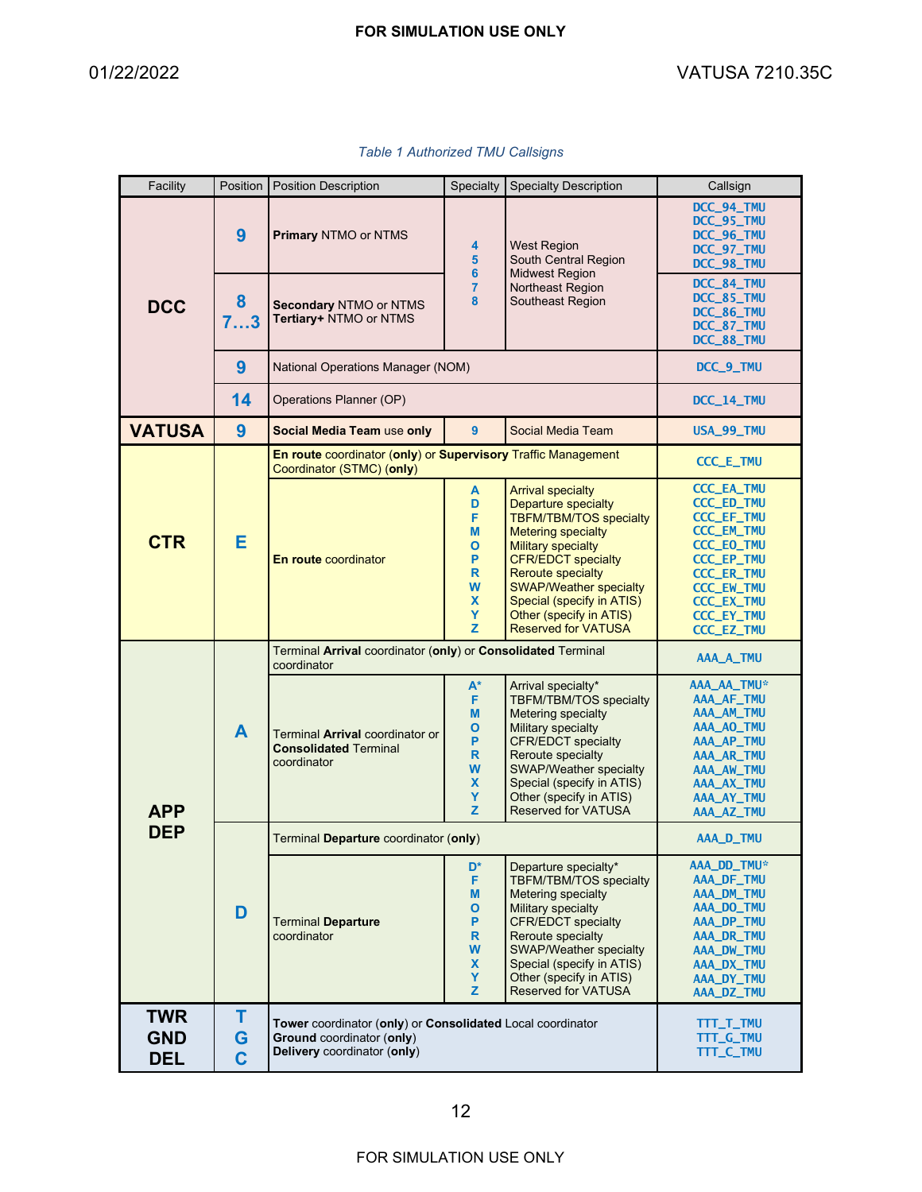*Table 1 Authorized TMU Callsigns*

| Facility | Position | Position Description | Specialty | Specialty Description | Callsign |
|---|---|---|---|---|---|
| **DCC** | **9** | **Primary** NTMO or NTMS | 4<br>5<br>6<br>7<br>8 | West Region<br>South Central Region<br>Midwest Region<br>Northeast Region<br>Southeast Region | DCC_94_TMU<br>DCC_95_TMU<br>DCC_96_TMU<br>DCC_97_TMU<br>DCC_98_TMU |
| | **8**<br>**7…3** | **Secondary** NTMO or NTMS<br>**Tertiary+** NTMO or NTMS | | | DCC_84_TMU<br>DCC_85_TMU<br>DCC_86_TMU<br>DCC_87_TMU<br>DCC_88_TMU |
| | **9** | National Operations Manager (NOM) | | | DCC_9_TMU |
| | **14** | Operations Planner (OP) | | | DCC_14_TMU |
| **VATUSA** | **9** | **Social Media Team** use **only** | 9 | Social Media Team | USA_99_TMU |
| **CTR** | **E** | **En route** coordinator (**only**) or **Supervisory** Traffic Management Coordinator (STMC) (**only**) | | | CCC_E_TMU |
| | | **En route** coordinator | A<br>D<br>F<br>M<br>O<br>P<br>R<br>W<br>X<br>Y<br>Z | Arrival specialty<br>Departure specialty<br>TBFM/TBM/TOS specialty<br>Metering specialty<br>Military specialty<br>CFR/EDCT specialty<br>Reroute specialty<br>SWAP/Weather specialty<br>Special (specify in ATIS)<br>Other (specify in ATIS)<br>Reserved for VATUSA | CCC_EA_TMU<br>CCC_ED_TMU<br>CCC_EF_TMU<br>CCC_EM_TMU<br>CCC_EO_TMU<br>CCC_EP_TMU<br>CCC_ER_TMU<br>CCC_EW_TMU<br>CCC_EX_TMU<br>CCC_EY_TMU<br>CCC_EZ_TMU |
| **APP**<br>**DEP** | **A** | Terminal **Arrival** coordinator (**only**) or **Consolidated** Terminal coordinator | | | AAA_A_TMU |
| | | Terminal **Arrival** coordinator or **Consolidated** Terminal coordinator | A*<br>F<br>M<br>O<br>P<br>R<br>W<br>X<br>Y<br>Z | Arrival specialty*<br>TBFM/TBM/TOS specialty<br>Metering specialty<br>Military specialty<br>CFR/EDCT specialty<br>Reroute specialty<br>SWAP/Weather specialty<br>Special (specify in ATIS)<br>Other (specify in ATIS)<br>Reserved for VATUSA | AAA_AA_TMU*<br>AAA_AF_TMU<br>AAA_AM_TMU<br>AAA_AO_TMU<br>AAA_AP_TMU<br>AAA_AR_TMU<br>AAA_AW_TMU<br>AAA_AX_TMU<br>AAA_AY_TMU<br>AAA_AZ_TMU |
| | **D** | Terminal **Departure** coordinator (**only**) | | | AAA_D_TMU |
| | | Terminal **Departure** coordinator | D*<br>F<br>M<br>O<br>P<br>R<br>W<br>X<br>Y<br>Z | Departure specialty*<br>TBFM/TBM/TOS specialty<br>Metering specialty<br>Military specialty<br>CFR/EDCT specialty<br>Reroute specialty<br>SWAP/Weather specialty<br>Special (specify in ATIS)<br>Other (specify in ATIS)<br>Reserved for VATUSA | AAA_DD_TMU*<br>AAA_DF_TMU<br>AAA_DM_TMU<br>AAA_DO_TMU<br>AAA_DP_TMU<br>AAA_DR_TMU<br>AAA_DW_TMU<br>AAA_DX_TMU<br>AAA_DY_TMU<br>AAA_DZ_TMU |
| **TWR**<br>**GND**<br>**DEL** | **T**<br>**G**<br>**C** | **Tower** coordinator (**only**) or **Consolidated** Local coordinator<br>**Ground** coordinator (**only**)<br>**Delivery** coordinator (**only**) | | | TTT_T_TMU<br>TTT_G_TMU<br>TTT_C_TMU |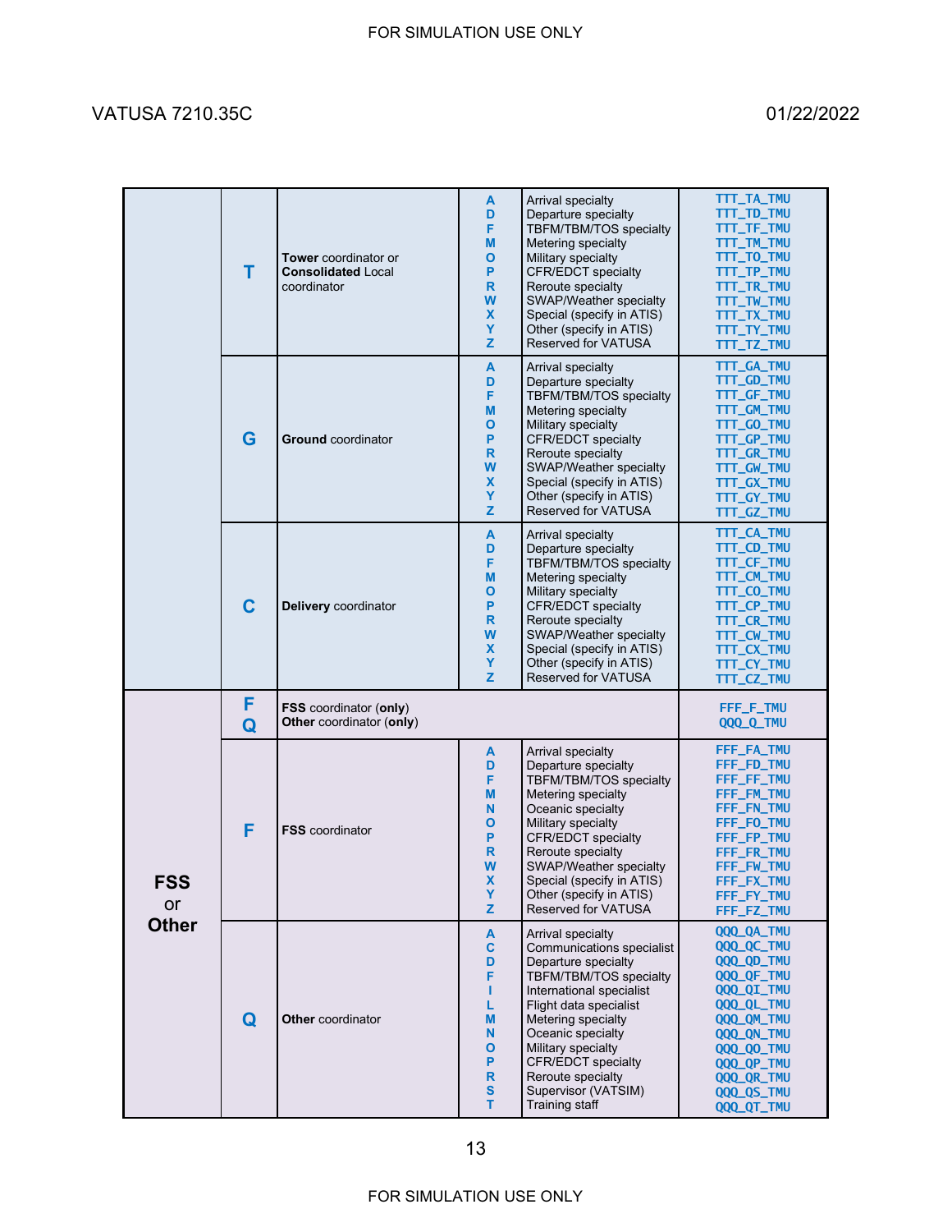| | | | | | |
|---|---|---|---|---|---|
| | **T** | **Tower** coordinator or **Consolidated** Local coordinator | A | Arrival specialty | TTT_TA_TMU |
| | | | D | Departure specialty | TTT_TD_TMU |
| | | | F | TBFM/TBM/TOS specialty | TTT_TF_TMU |
| | | | M | Metering specialty | TTT_TM_TMU |
| | | | O | Military specialty | TTT_TO_TMU |
| | | | P | CFR/EDCT specialty | TTT_TP_TMU |
| | | | R | Reroute specialty | TTT_TR_TMU |
| | | | W | SWAP/Weather specialty | TTT_TW_TMU |
| | | | X | Special (specify in ATIS) | TTT_TX_TMU |
| | | | Y | Other (specify in ATIS) | TTT_TY_TMU |
| | | | Z | Reserved for VATUSA | TTT_TZ_TMU |
| | **G** | **Ground** coordinator | A | Arrival specialty | TTT_GA_TMU |
| | | | D | Departure specialty | TTT_GD_TMU |
| | | | F | TBFM/TBM/TOS specialty | TTT_GF_TMU |
| | | | M | Metering specialty | TTT_GM_TMU |
| | | | O | Military specialty | TTT_GO_TMU |
| | | | P | CFR/EDCT specialty | TTT_GP_TMU |
| | | | R | Reroute specialty | TTT_GR_TMU |
| | | | W | SWAP/Weather specialty | TTT_GW_TMU |
| | | | X | Special (specify in ATIS) | TTT_GX_TMU |
| | | | Y | Other (specify in ATIS) | TTT_GY_TMU |
| | | | Z | Reserved for VATUSA | TTT_GZ_TMU |
| | **C** | **Delivery** coordinator | A | Arrival specialty | TTT_CA_TMU |
| | | | D | Departure specialty | TTT_CD_TMU |
| | | | F | TBFM/TBM/TOS specialty | TTT_CF_TMU |
| | | | M | Metering specialty | TTT_CM_TMU |
| | | | O | Military specialty | TTT_CO_TMU |
| | | | P | CFR/EDCT specialty | TTT_CP_TMU |
| | | | R | Reroute specialty | TTT_CR_TMU |
| | | | W | SWAP/Weather specialty | TTT_CW_TMU |
| | | | X | Special (specify in ATIS) | TTT_CX_TMU |
| | | | Y | Other (specify in ATIS) | TTT_CY_TMU |
| | | | Z | Reserved for VATUSA | TTT_CZ_TMU |
| **FSS or Other** | **F** | **FSS** coordinator (**only**) | | | FFF_F_TMU |
| | **Q** | **Other** coordinator (**only**) | | | QQQ_Q_TMU |
| | **F** | **FSS** coordinator | A | Arrival specialty | FFF_FA_TMU |
| | | | D | Departure specialty | FFF_FD_TMU |
| | | | F | TBFM/TBM/TOS specialty | FFF_FF_TMU |
| | | | M | Metering specialty | FFF_FM_TMU |
| | | | N | Oceanic specialty | FFF_FN_TMU |
| | | | O | Military specialty | FFF_FO_TMU |
| | | | P | CFR/EDCT specialty | FFF_FP_TMU |
| | | | R | Reroute specialty | FFF_FR_TMU |
| | | | W | SWAP/Weather specialty | FFF_FW_TMU |
| | | | X | Special (specify in ATIS) | FFF_FX_TMU |
| | | | Y | Other (specify in ATIS) | FFF_FY_TMU |
| | | | Z | Reserved for VATUSA | FFF_FZ_TMU |
| | **Q** | **Other** coordinator | A | Arrival specialty | QQQ_QA_TMU |
| | | | C | Communications specialist | QQQ_QC_TMU |
| | | | D | Departure specialty | QQQ_QD_TMU |
| | | | F | TBFM/TBM/TOS specialty | QQQ_QF_TMU |
| | | | I | International specialist | QQQ_QI_TMU |
| | | | L | Flight data specialist | QQQ_QL_TMU |
| | | | M | Metering specialty | QQQ_QM_TMU |
| | | | N | Oceanic specialty | QQQ_QN_TMU |
| | | | O | Military specialty | QQQ_QO_TMU |
| | | | P | CFR/EDCT specialty | QQQ_QP_TMU |
| | | | R | Reroute specialty | QQQ_QR_TMU |
| | | | S | Supervisor (VATSIM) | QQQ_QS_TMU |
| | | | T | Training staff | QQQ_QT_TMU |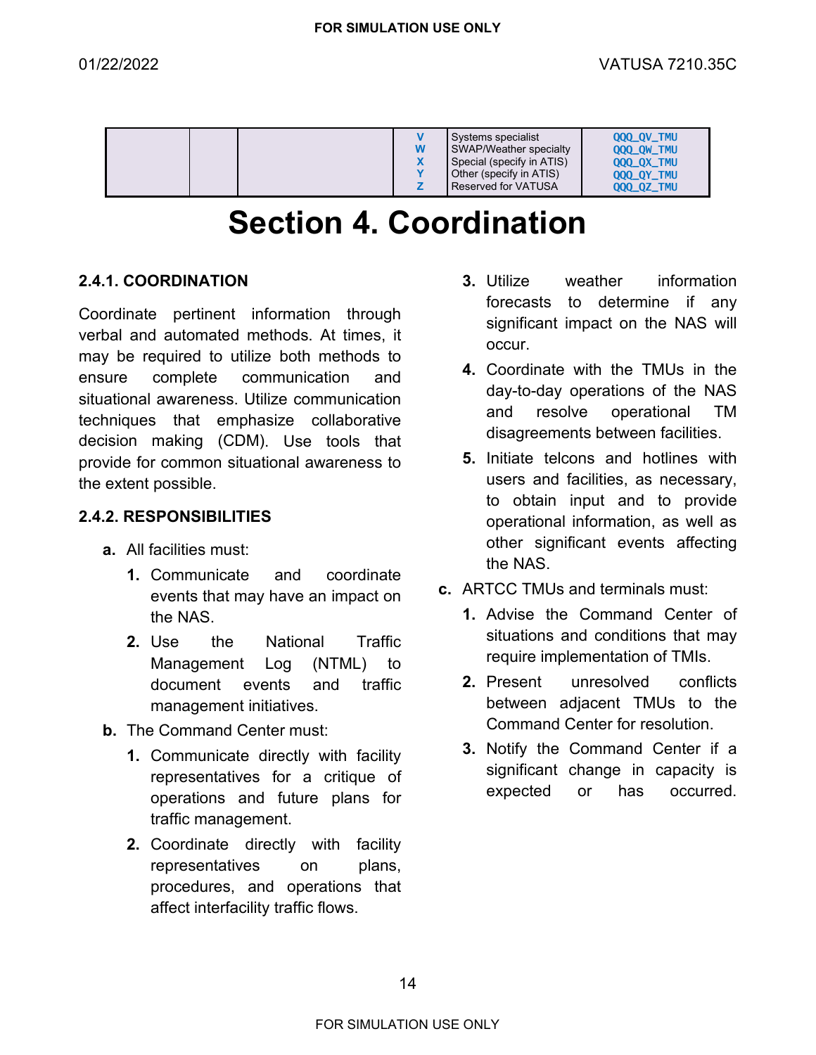| | | | V | Systems specialist | QQQ_QV_TMU |
|---|---|---|---|---|---|
| | | | W | SWAP/Weather specialty | QQQ_QW_TMU |
| | | | X | Special (specify in ATIS) | QQQ_QX_TMU |
| | | | Y | Other (specify in ATIS) | QQQ_QY_TMU |
| | | | Z | Reserved for VATUSA | QQQ_QZ_TMU |

# Section 4. Coordination

### 2.4.1. COORDINATION

Coordinate pertinent information through verbal and automated methods. At times, it may be required to utilize both methods to ensure complete communication and situational awareness. Utilize communication techniques that emphasize collaborative decision making (CDM). Use tools that provide for common situational awareness to the extent possible.

### 2.4.2. RESPONSIBILITIES

**a.** All facilities must:

**1.** Communicate and coordinate events that may have an impact on the NAS.

**2.** Use the National Traffic Management Log (NTML) to document events and traffic management initiatives.

**b.** The Command Center must:

**1.** Communicate directly with facility representatives for a critique of operations and future plans for traffic management.

**2.** Coordinate directly with facility representatives on plans, procedures, and operations that affect interfacility traffic flows.

**3.** Utilize weather information forecasts to determine if any significant impact on the NAS will occur.

**4.** Coordinate with the TMUs in the day-to-day operations of the NAS and resolve operational TM disagreements between facilities.

**5.** Initiate telcons and hotlines with users and facilities, as necessary, to obtain input and to provide operational information, as well as other significant events affecting the NAS.

**c.** ARTCC TMUs and terminals must:

**1.** Advise the Command Center of situations and conditions that may require implementation of TMIs.

**2.** Present unresolved conflicts between adjacent TMUs to the Command Center for resolution.

**3.** Notify the Command Center if a significant change in capacity is expected or has occurred.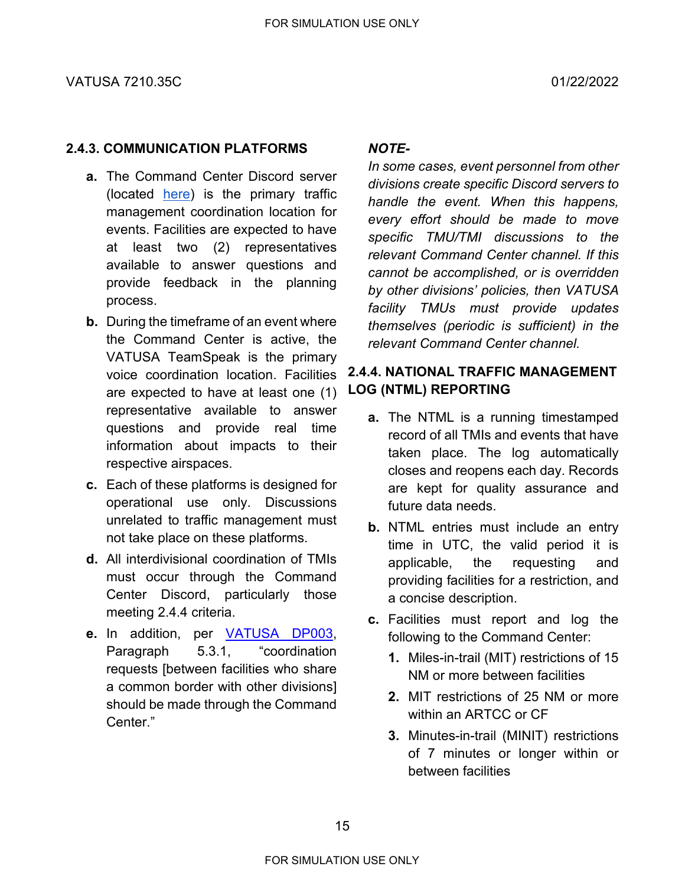### 2.4.3. COMMUNICATION PLATFORMS

**a.** The Command Center Discord server (located here) is the primary traffic management coordination location for events. Facilities are expected to have at least two (2) representatives available to answer questions and provide feedback in the planning process.

**b.** During the timeframe of an event where the Command Center is active, the VATUSA TeamSpeak is the primary voice coordination location. Facilities are expected to have at least one (1) representative available to answer questions and provide real time information about impacts to their respective airspaces.

**c.** Each of these platforms is designed for operational use only. Discussions unrelated to traffic management must not take place on these platforms.

**d.** All interdivisional coordination of TMIs must occur through the Command Center Discord, particularly those meeting 2.4.4 criteria.

**e.** In addition, per VATUSA DP003, Paragraph 5.3.1, "coordination requests [between facilities who share a common border with other divisions] should be made through the Command Center."

***NOTE-***

*In some cases, event personnel from other divisions create specific Discord servers to handle the event. When this happens, every effort should be made to move specific TMU/TMI discussions to the relevant Command Center channel. If this cannot be accomplished, or is overridden by other divisions' policies, then VATUSA facility TMUs must provide updates themselves (periodic is sufficient) in the relevant Command Center channel.*

### 2.4.4. NATIONAL TRAFFIC MANAGEMENT LOG (NTML) REPORTING

**a.** The NTML is a running timestamped record of all TMIs and events that have taken place. The log automatically closes and reopens each day. Records are kept for quality assurance and future data needs.

**b.** NTML entries must include an entry time in UTC, the valid period it is applicable, the requesting and providing facilities for a restriction, and a concise description.

**c.** Facilities must report and log the following to the Command Center:

1. Miles-in-trail (MIT) restrictions of 15 NM or more between facilities
2. MIT restrictions of 25 NM or more within an ARTCC or CF
3. Minutes-in-trail (MINIT) restrictions of 7 minutes or longer within or between facilities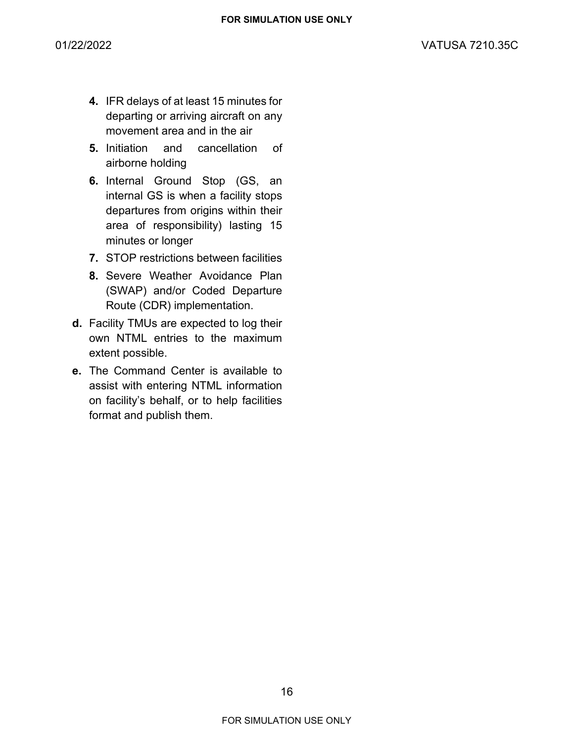4. IFR delays of at least 15 minutes for departing or arriving aircraft on any movement area and in the air
5. Initiation and cancellation of airborne holding
6. Internal Ground Stop (GS, an internal GS is when a facility stops departures from origins within their area of responsibility) lasting 15 minutes or longer
7. STOP restrictions between facilities
8. Severe Weather Avoidance Plan (SWAP) and/or Coded Departure Route (CDR) implementation.

**d.** Facility TMUs are expected to log their own NTML entries to the maximum extent possible.

**e.** The Command Center is available to assist with entering NTML information on facility's behalf, or to help facilities format and publish them.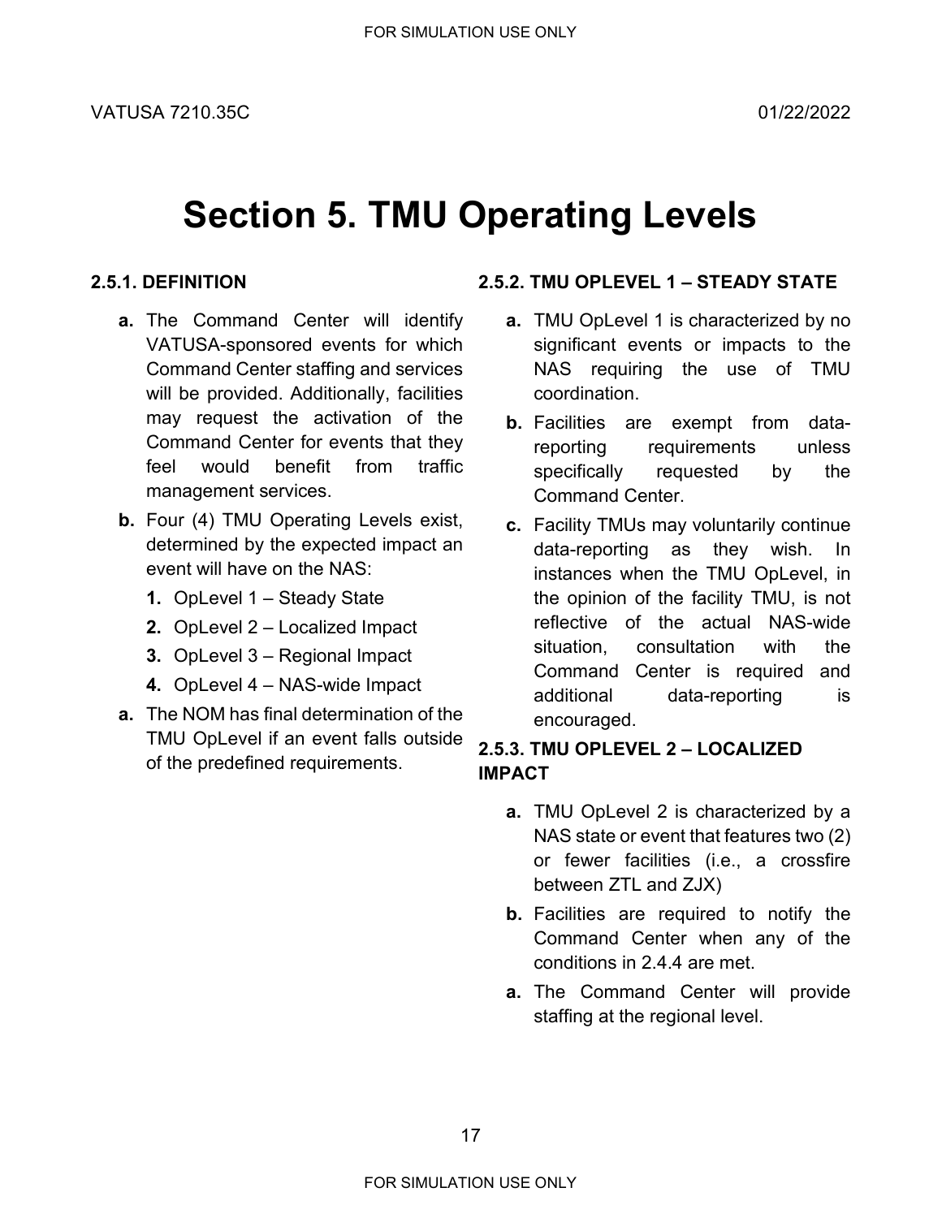# Section 5. TMU Operating Levels

### 2.5.1. DEFINITION

**a.** The Command Center will identify VATUSA-sponsored events for which Command Center staffing and services will be provided. Additionally, facilities may request the activation of the Command Center for events that they feel would benefit from traffic management services.

**b.** Four (4) TMU Operating Levels exist, determined by the expected impact an event will have on the NAS:

1. OpLevel 1 – Steady State
2. OpLevel 2 – Localized Impact
3. OpLevel 3 – Regional Impact
4. OpLevel 4 – NAS-wide Impact

**a.** The NOM has final determination of the TMU OpLevel if an event falls outside of the predefined requirements.

### 2.5.2. TMU OPLEVEL 1 – STEADY STATE

**a.** TMU OpLevel 1 is characterized by no significant events or impacts to the NAS requiring the use of TMU coordination.

**b.** Facilities are exempt from data-reporting requirements unless specifically requested by the Command Center.

**c.** Facility TMUs may voluntarily continue data-reporting as they wish. In instances when the TMU OpLevel, in the opinion of the facility TMU, is not reflective of the actual NAS-wide situation, consultation with the Command Center is required and additional data-reporting is encouraged.

### 2.5.3. TMU OPLEVEL 2 – LOCALIZED IMPACT

**a.** TMU OpLevel 2 is characterized by a NAS state or event that features two (2) or fewer facilities (i.e., a crossfire between ZTL and ZJX)

**b.** Facilities are required to notify the Command Center when any of the conditions in 2.4.4 are met.

**a.** The Command Center will provide staffing at the regional level.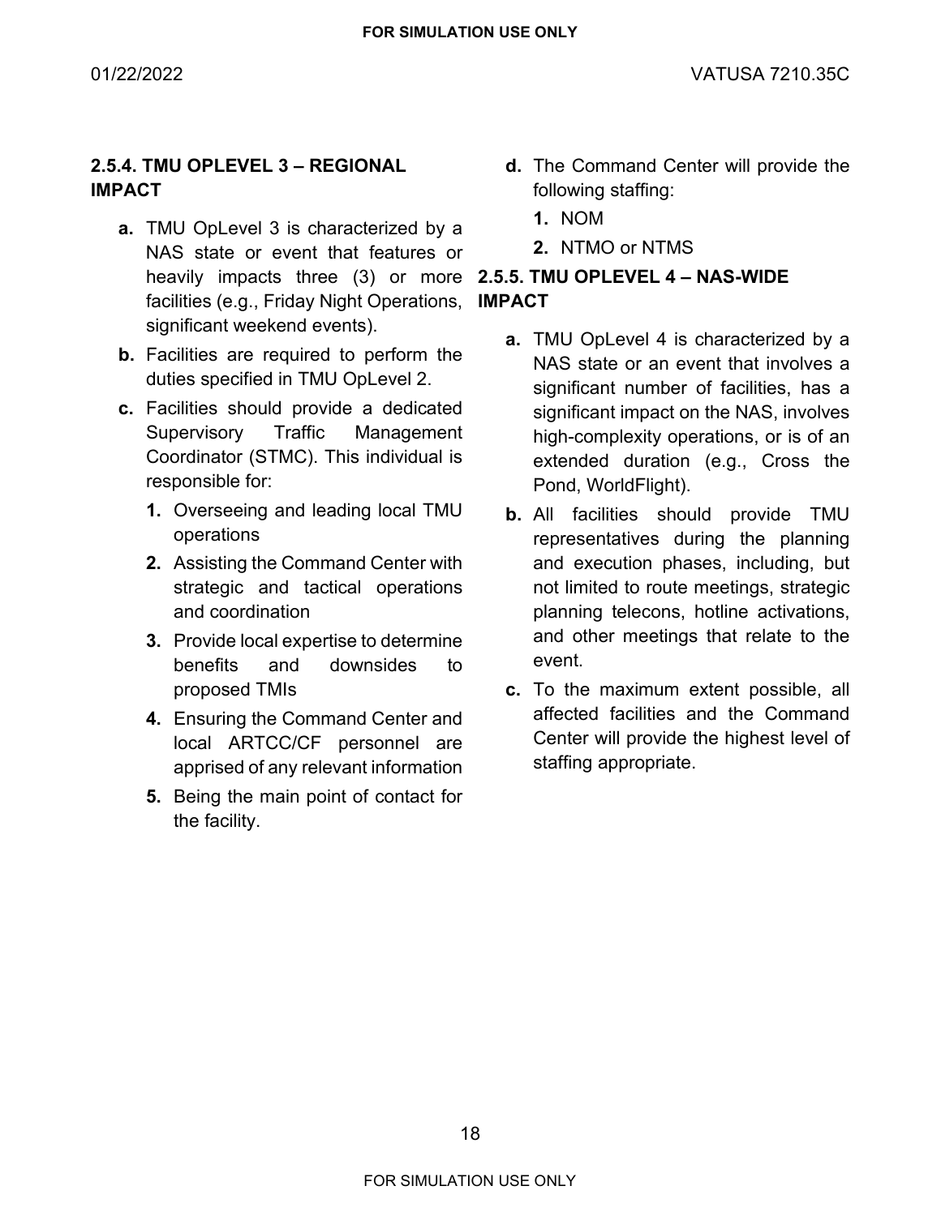### 2.5.4. TMU OPLEVEL 3 – REGIONAL IMPACT

**a.** TMU OpLevel 3 is characterized by a NAS state or event that features or heavily impacts three (3) or more facilities (e.g., Friday Night Operations, significant weekend events).

**b.** Facilities are required to perform the duties specified in TMU OpLevel 2.

**c.** Facilities should provide a dedicated Supervisory Traffic Management Coordinator (STMC). This individual is responsible for:

1. Overseeing and leading local TMU operations
2. Assisting the Command Center with strategic and tactical operations and coordination
3. Provide local expertise to determine benefits and downsides to proposed TMIs
4. Ensuring the Command Center and local ARTCC/CF personnel are apprised of any relevant information
5. Being the main point of contact for the facility.

**d.** The Command Center will provide the following staffing:

1. NOM
2. NTMO or NTMS

### 2.5.5. TMU OPLEVEL 4 – NAS-WIDE IMPACT

**a.** TMU OpLevel 4 is characterized by a NAS state or an event that involves a significant number of facilities, has a significant impact on the NAS, involves high-complexity operations, or is of an extended duration (e.g., Cross the Pond, WorldFlight).

**b.** All facilities should provide TMU representatives during the planning and execution phases, including, but not limited to route meetings, strategic planning telecons, hotline activations, and other meetings that relate to the event.

**c.** To the maximum extent possible, all affected facilities and the Command Center will provide the highest level of staffing appropriate.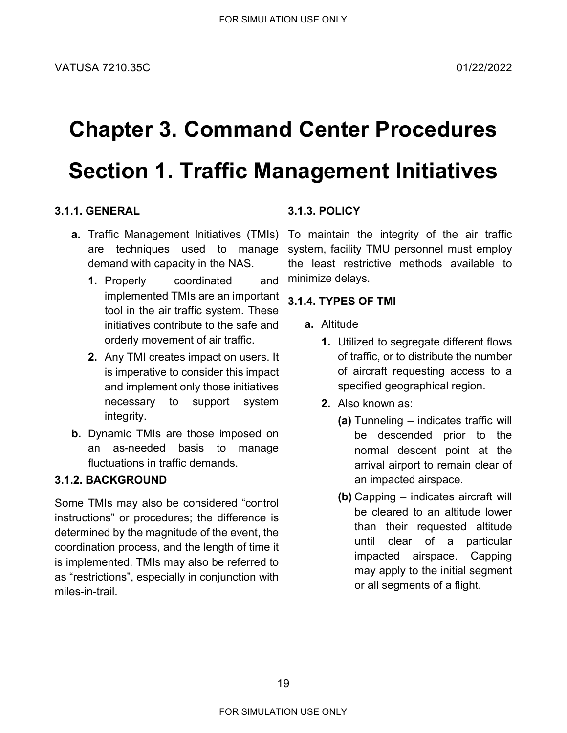# Chapter 3. Command Center Procedures

# Section 1. Traffic Management Initiatives

### 3.1.1. GENERAL

**a.** Traffic Management Initiatives (TMIs) are techniques used to manage demand with capacity in the NAS.

   **1.** Properly coordinated and implemented TMIs are an important tool in the air traffic system. These initiatives contribute to the safe and orderly movement of air traffic.

   **2.** Any TMI creates impact on users. It is imperative to consider this impact and implement only those initiatives necessary to support system integrity.

**b.** Dynamic TMIs are those imposed on an as-needed basis to manage fluctuations in traffic demands.

### 3.1.2. BACKGROUND

Some TMIs may also be considered “control instructions” or procedures; the difference is determined by the magnitude of the event, the coordination process, and the length of time it is implemented. TMIs may also be referred to as “restrictions”, especially in conjunction with miles-in-trail.

### 3.1.3. POLICY

To maintain the integrity of the air traffic system, facility TMU personnel must employ the least restrictive methods available to minimize delays.

### 3.1.4. TYPES OF TMI

**a.** Altitude

   **1.** Utilized to segregate different flows of traffic, or to distribute the number of aircraft requesting access to a specified geographical region.

   **2.** Also known as:

      **(a)** Tunneling – indicates traffic will be descended prior to the normal descent point at the arrival airport to remain clear of an impacted airspace.

      **(b)** Capping – indicates aircraft will be cleared to an altitude lower than their requested altitude until clear of a particular impacted airspace. Capping may apply to the initial segment or all segments of a flight.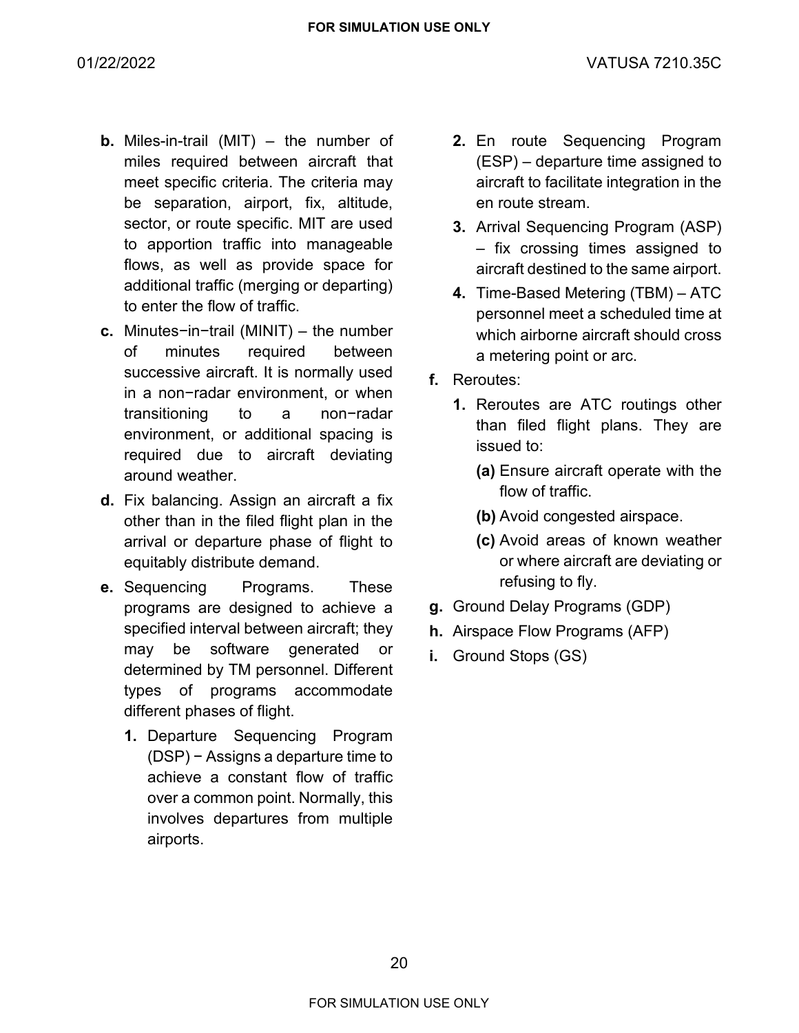**b.** Miles-in-trail (MIT) – the number of miles required between aircraft that meet specific criteria. The criteria may be separation, airport, fix, altitude, sector, or route specific. MIT are used to apportion traffic into manageable flows, as well as provide space for additional traffic (merging or departing) to enter the flow of traffic.

**c.** Minutes−in−trail (MINIT) – the number of minutes required between successive aircraft. It is normally used in a non−radar environment, or when transitioning to a non−radar environment, or additional spacing is required due to aircraft deviating around weather.

**d.** Fix balancing. Assign an aircraft a fix other than in the filed flight plan in the arrival or departure phase of flight to equitably distribute demand.

**e.** Sequencing Programs. These programs are designed to achieve a specified interval between aircraft; they may be software generated or determined by TM personnel. Different types of programs accommodate different phases of flight.

   **1.** Departure Sequencing Program (DSP) − Assigns a departure time to achieve a constant flow of traffic over a common point. Normally, this involves departures from multiple airports.

   **2.** En route Sequencing Program (ESP) – departure time assigned to aircraft to facilitate integration in the en route stream.

   **3.** Arrival Sequencing Program (ASP) – fix crossing times assigned to aircraft destined to the same airport.

   **4.** Time-Based Metering (TBM) – ATC personnel meet a scheduled time at which airborne aircraft should cross a metering point or arc.

**f.** Reroutes:

   **1.** Reroutes are ATC routings other than filed flight plans. They are issued to:

      **(a)** Ensure aircraft operate with the flow of traffic.

      **(b)** Avoid congested airspace.

      **(c)** Avoid areas of known weather or where aircraft are deviating or refusing to fly.

**g.** Ground Delay Programs (GDP)

**h.** Airspace Flow Programs (AFP)

**i.** Ground Stops (GS)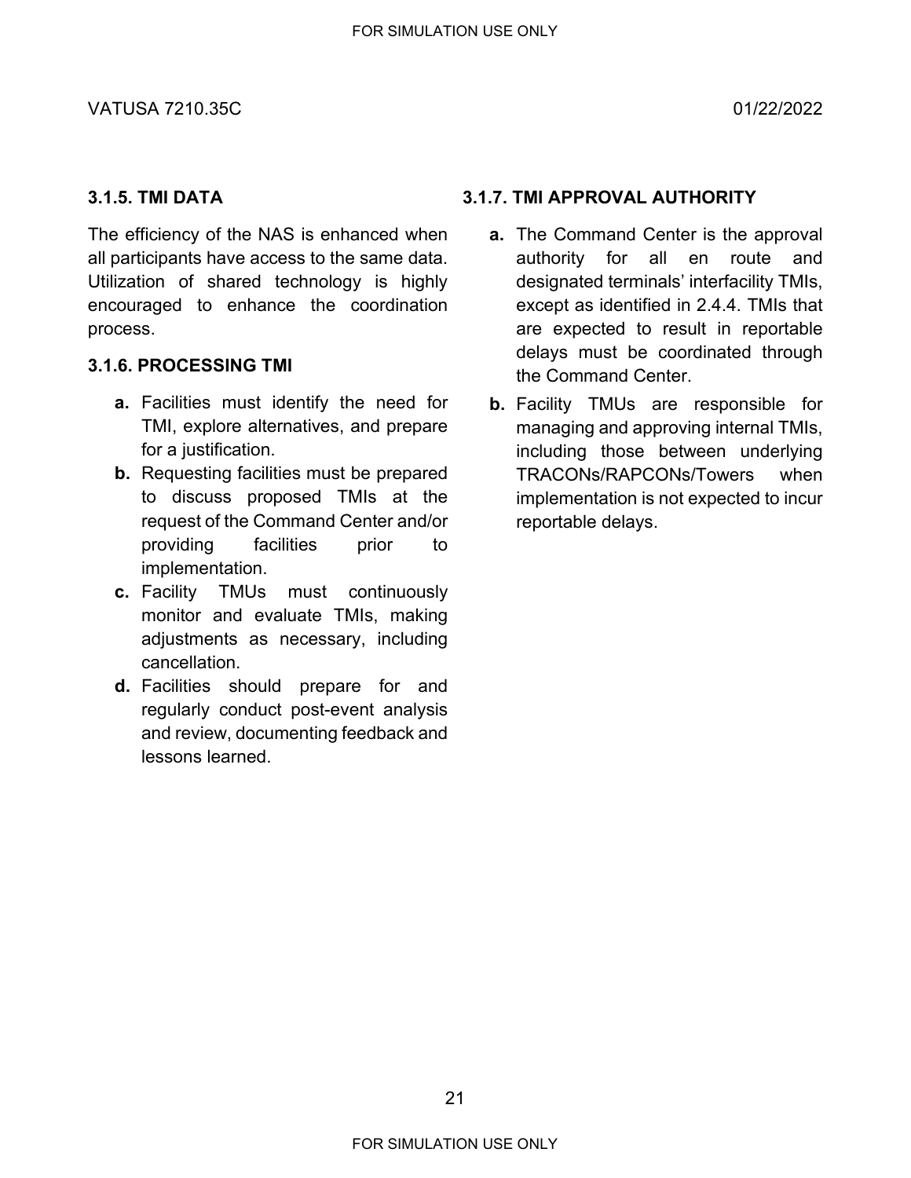### 3.1.5. TMI DATA

The efficiency of the NAS is enhanced when all participants have access to the same data. Utilization of shared technology is highly encouraged to enhance the coordination process.

### 3.1.6. PROCESSING TMI

**a.** Facilities must identify the need for TMI, explore alternatives, and prepare for a justification.

**b.** Requesting facilities must be prepared to discuss proposed TMIs at the request of the Command Center and/or providing facilities prior to implementation.

**c.** Facility TMUs must continuously monitor and evaluate TMIs, making adjustments as necessary, including cancellation.

**d.** Facilities should prepare for and regularly conduct post-event analysis and review, documenting feedback and lessons learned.

### 3.1.7. TMI APPROVAL AUTHORITY

**a.** The Command Center is the approval authority for all en route and designated terminals' interfacility TMIs, except as identified in 2.4.4. TMIs that are expected to result in reportable delays must be coordinated through the Command Center.

**b.** Facility TMUs are responsible for managing and approving internal TMIs, including those between underlying TRACONs/RAPCONs/Towers when implementation is not expected to incur reportable delays.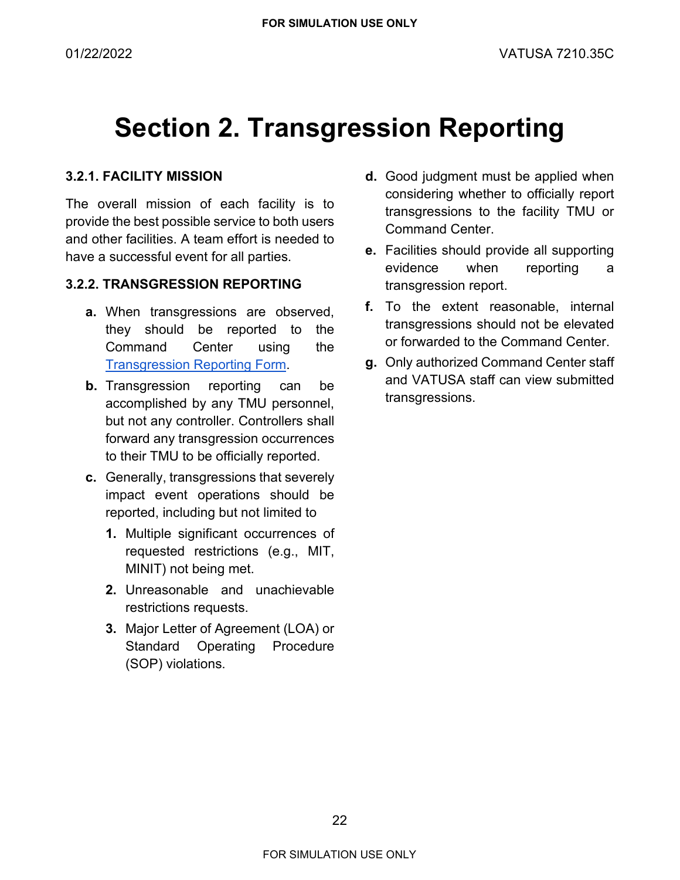# Section 2. Transgression Reporting

### 3.2.1. FACILITY MISSION

The overall mission of each facility is to provide the best possible service to both users and other facilities. A team effort is needed to have a successful event for all parties.

### 3.2.2. TRANSGRESSION REPORTING

**a.** When transgressions are observed, they should be reported to the Command Center using the [Transgression Reporting Form](#).

**b.** Transgression reporting can be accomplished by any TMU personnel, but not any controller. Controllers shall forward any transgression occurrences to their TMU to be officially reported.

**c.** Generally, transgressions that severely impact event operations should be reported, including but not limited to

1. Multiple significant occurrences of requested restrictions (e.g., MIT, MINIT) not being met.
2. Unreasonable and unachievable restrictions requests.
3. Major Letter of Agreement (LOA) or Standard Operating Procedure (SOP) violations.

**d.** Good judgment must be applied when considering whether to officially report transgressions to the facility TMU or Command Center.

**e.** Facilities should provide all supporting evidence when reporting a transgression report.

**f.** To the extent reasonable, internal transgressions should not be elevated or forwarded to the Command Center.

**g.** Only authorized Command Center staff and VATUSA staff can view submitted transgressions.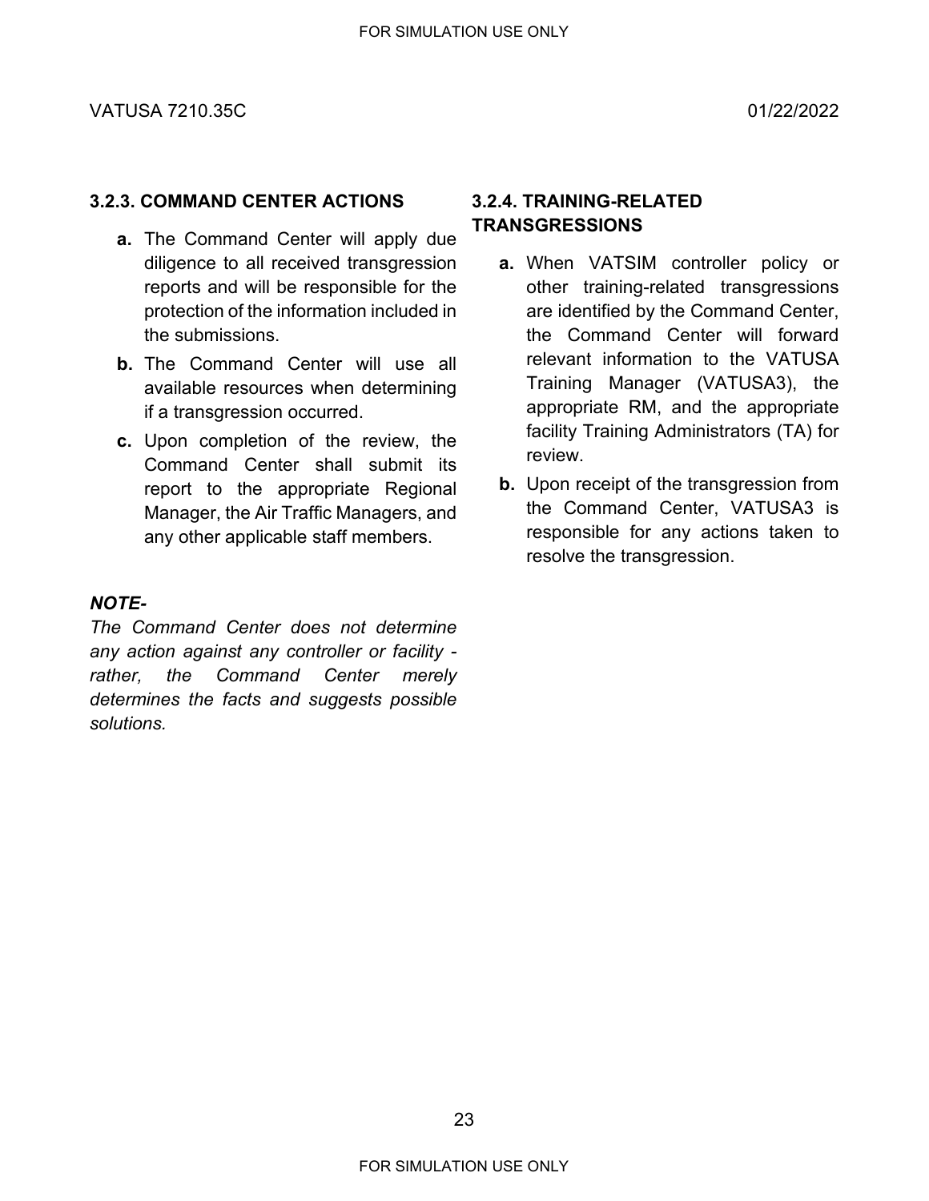### 3.2.3. COMMAND CENTER ACTIONS

**a.** The Command Center will apply due diligence to all received transgression reports and will be responsible for the protection of the information included in the submissions.

**b.** The Command Center will use all available resources when determining if a transgression occurred.

**c.** Upon completion of the review, the Command Center shall submit its report to the appropriate Regional Manager, the Air Traffic Managers, and any other applicable staff members.

***NOTE-***
*The Command Center does not determine any action against any controller or facility - rather, the Command Center merely determines the facts and suggests possible solutions.*

### 3.2.4. TRAINING-RELATED TRANSGRESSIONS

**a.** When VATSIM controller policy or other training-related transgressions are identified by the Command Center, the Command Center will forward relevant information to the VATUSA Training Manager (VATUSA3), the appropriate RM, and the appropriate facility Training Administrators (TA) for review.

**b.** Upon receipt of the transgression from the Command Center, VATUSA3 is responsible for any actions taken to resolve the transgression.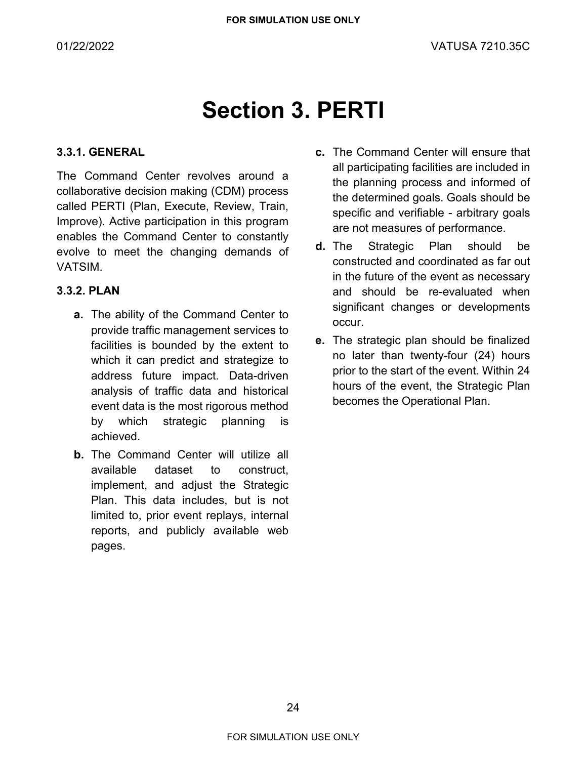# Section 3. PERTI

### 3.3.1. GENERAL

The Command Center revolves around a collaborative decision making (CDM) process called PERTI (Plan, Execute, Review, Train, Improve). Active participation in this program enables the Command Center to constantly evolve to meet the changing demands of VATSIM.

### 3.3.2. PLAN

**a.** The ability of the Command Center to provide traffic management services to facilities is bounded by the extent to which it can predict and strategize to address future impact. Data-driven analysis of traffic data and historical event data is the most rigorous method by which strategic planning is achieved.

**b.** The Command Center will utilize all available dataset to construct, implement, and adjust the Strategic Plan. This data includes, but is not limited to, prior event replays, internal reports, and publicly available web pages.

**c.** The Command Center will ensure that all participating facilities are included in the planning process and informed of the determined goals. Goals should be specific and verifiable - arbitrary goals are not measures of performance.

**d.** The Strategic Plan should be constructed and coordinated as far out in the future of the event as necessary and should be re-evaluated when significant changes or developments occur.

**e.** The strategic plan should be finalized no later than twenty-four (24) hours prior to the start of the event. Within 24 hours of the event, the Strategic Plan becomes the Operational Plan.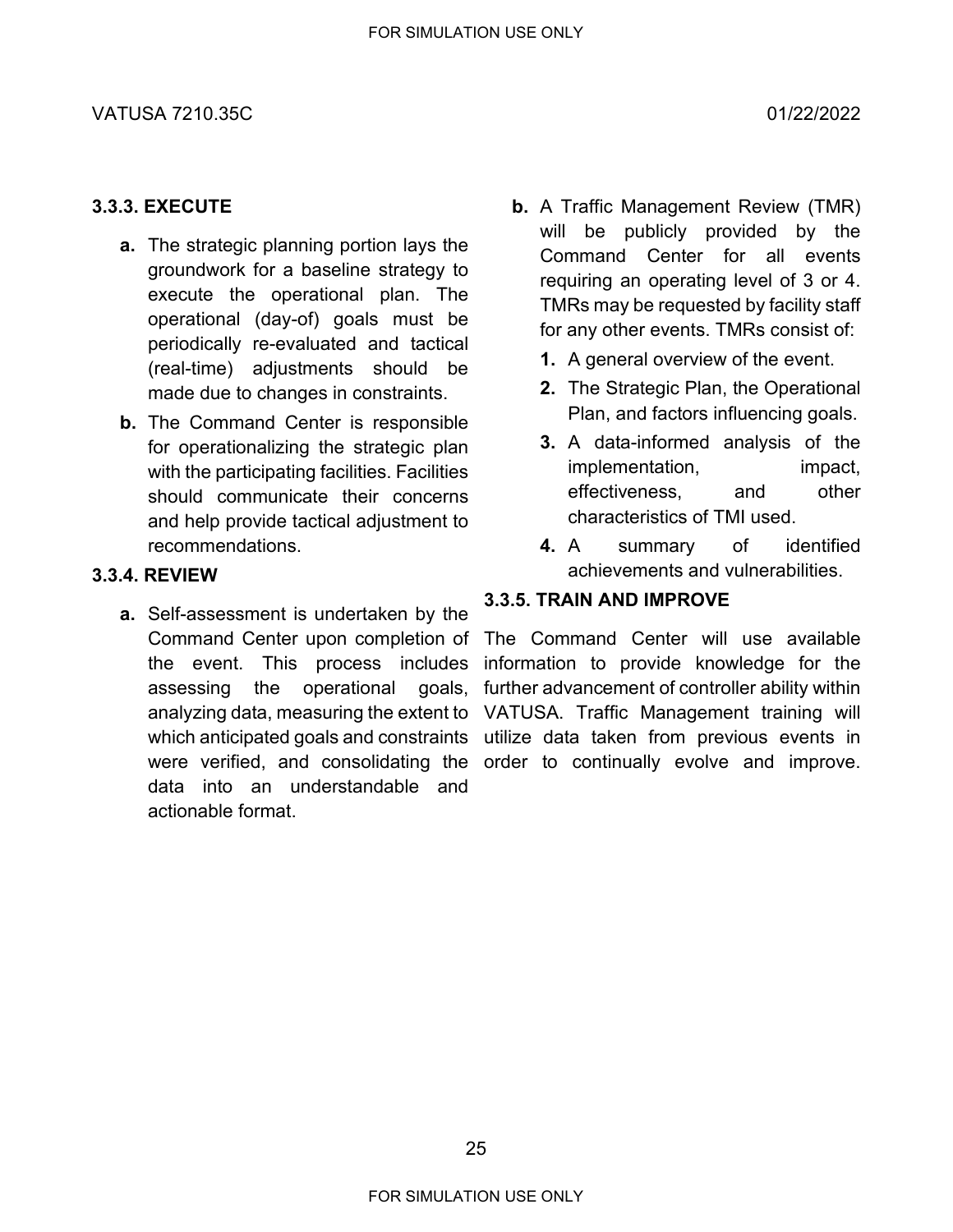### 3.3.3. EXECUTE

**a.** The strategic planning portion lays the groundwork for a baseline strategy to execute the operational plan. The operational (day-of) goals must be periodically re-evaluated and tactical (real-time) adjustments should be made due to changes in constraints.

**b.** The Command Center is responsible for operationalizing the strategic plan with the participating facilities. Facilities should communicate their concerns and help provide tactical adjustment to recommendations.

### 3.3.4. REVIEW

**a.** Self-assessment is undertaken by the Command Center upon completion of the event. This process includes assessing the operational goals, analyzing data, measuring the extent to which anticipated goals and constraints were verified, and consolidating the data into an understandable and actionable format.

**b.** A Traffic Management Review (TMR) will be publicly provided by the Command Center for all events requiring an operating level of 3 or 4. TMRs may be requested by facility staff for any other events. TMRs consist of:

1. A general overview of the event.
2. The Strategic Plan, the Operational Plan, and factors influencing goals.
3. A data-informed analysis of the implementation, impact, effectiveness, and other characteristics of TMI used.
4. A summary of identified achievements and vulnerabilities.

### 3.3.5. TRAIN AND IMPROVE

The Command Center will use available information to provide knowledge for the further advancement of controller ability within VATUSA. Traffic Management training will utilize data taken from previous events in order to continually evolve and improve.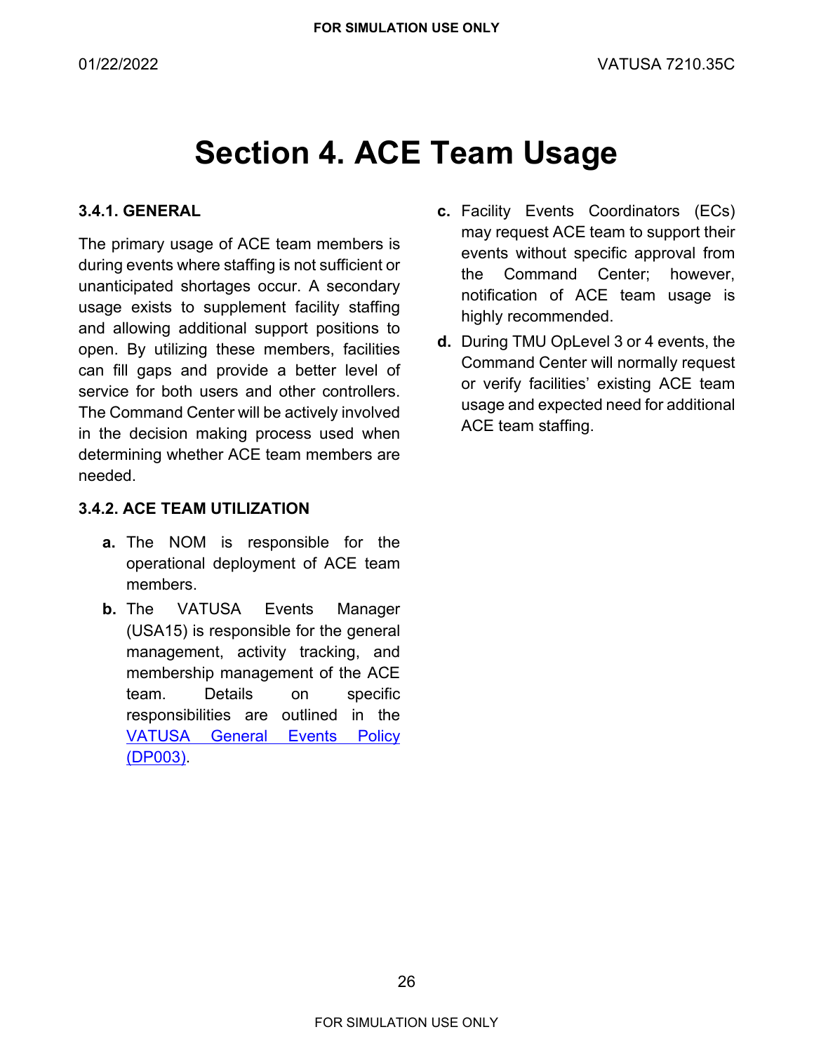# Section 4. ACE Team Usage

### 3.4.1. GENERAL

The primary usage of ACE team members is during events where staffing is not sufficient or unanticipated shortages occur. A secondary usage exists to supplement facility staffing and allowing additional support positions to open. By utilizing these members, facilities can fill gaps and provide a better level of service for both users and other controllers. The Command Center will be actively involved in the decision making process used when determining whether ACE team members are needed.

### 3.4.2. ACE TEAM UTILIZATION

**a.** The NOM is responsible for the operational deployment of ACE team members.

**b.** The VATUSA Events Manager (USA15) is responsible for the general management, activity tracking, and membership management of the ACE team. Details on specific responsibilities are outlined in the VATUSA General Events Policy (DP003).

**c.** Facility Events Coordinators (ECs) may request ACE team to support their events without specific approval from the Command Center; however, notification of ACE team usage is highly recommended.

**d.** During TMU OpLevel 3 or 4 events, the Command Center will normally request or verify facilities' existing ACE team usage and expected need for additional ACE team staffing.